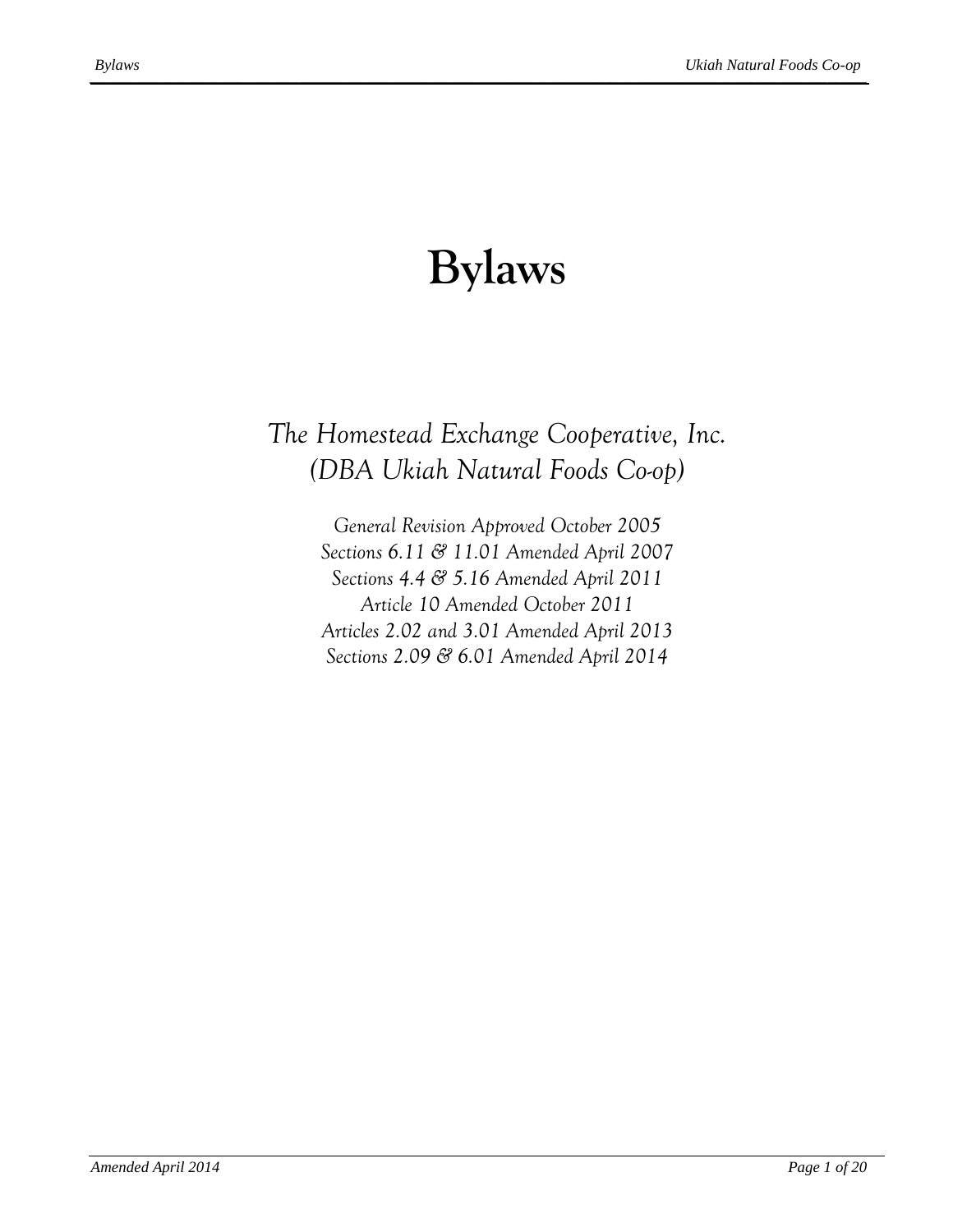# Bylaws

*The Homestead Exchange Cooperative, Inc.*
*(DBA Ukiah Natural Foods Co-op)*

*General Revision Approved October 2005*
*Sections 6.11 & 11.01 Amended April 2007*
*Sections 4.4 & 5.16 Amended April 2011*
*Article 10 Amended October 2011*
*Articles 2.02 and 3.01 Amended April 2013*
*Sections 2.09 & 6.01 Amended April 2014*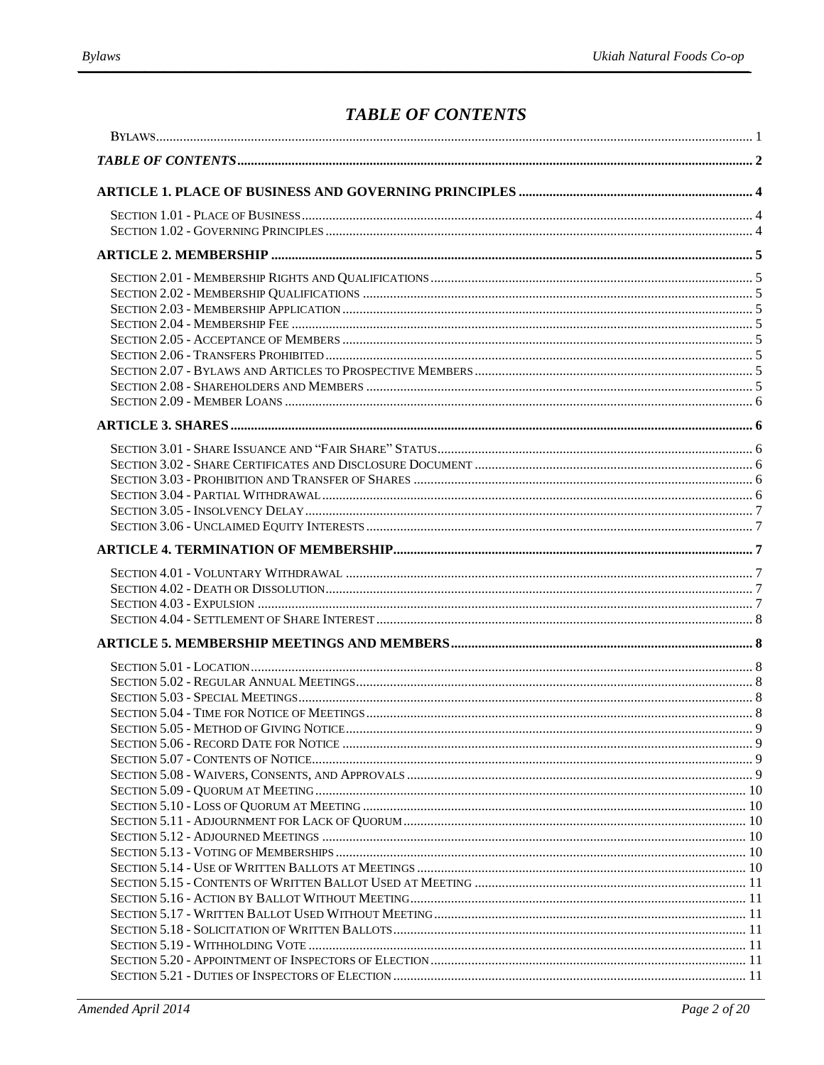# *TABLE OF CONTENTS*

BYLAWS .......... 1

***TABLE OF CONTENTS*** .......... 2

**ARTICLE 1. PLACE OF BUSINESS AND GOVERNING PRINCIPLES** .......... 4

SECTION 1.01 - PLACE OF BUSINESS .......... 4
SECTION 1.02 - GOVERNING PRINCIPLES .......... 4

**ARTICLE 2. MEMBERSHIP** .......... 5

SECTION 2.01 - MEMBERSHIP RIGHTS AND QUALIFICATIONS .......... 5
SECTION 2.02 - MEMBERSHIP QUALIFICATIONS .......... 5
SECTION 2.03 - MEMBERSHIP APPLICATION .......... 5
SECTION 2.04 - MEMBERSHIP FEE .......... 5
SECTION 2.05 - ACCEPTANCE OF MEMBERS .......... 5
SECTION 2.06 - TRANSFERS PROHIBITED .......... 5
SECTION 2.07 - BYLAWS AND ARTICLES TO PROSPECTIVE MEMBERS .......... 5
SECTION 2.08 - SHAREHOLDERS AND MEMBERS .......... 5
SECTION 2.09 - MEMBER LOANS .......... 6

**ARTICLE 3. SHARES** .......... 6

SECTION 3.01 - SHARE ISSUANCE AND "FAIR SHARE" STATUS .......... 6
SECTION 3.02 - SHARE CERTIFICATES AND DISCLOSURE DOCUMENT .......... 6
SECTION 3.03 - PROHIBITION AND TRANSFER OF SHARES .......... 6
SECTION 3.04 - PARTIAL WITHDRAWAL .......... 6
SECTION 3.05 - INSOLVENCY DELAY .......... 7
SECTION 3.06 - UNCLAIMED EQUITY INTERESTS .......... 7

**ARTICLE 4. TERMINATION OF MEMBERSHIP** .......... 7

SECTION 4.01 - VOLUNTARY WITHDRAWAL .......... 7
SECTION 4.02 - DEATH OR DISSOLUTION .......... 7
SECTION 4.03 - EXPULSION .......... 7
SECTION 4.04 - SETTLEMENT OF SHARE INTEREST .......... 8

**ARTICLE 5. MEMBERSHIP MEETINGS AND MEMBERS** .......... 8

SECTION 5.01 - LOCATION .......... 8
SECTION 5.02 - REGULAR ANNUAL MEETINGS .......... 8
SECTION 5.03 - SPECIAL MEETINGS .......... 8
SECTION 5.04 - TIME FOR NOTICE OF MEETINGS .......... 8
SECTION 5.05 - METHOD OF GIVING NOTICE .......... 9
SECTION 5.06 - RECORD DATE FOR NOTICE .......... 9
SECTION 5.07 - CONTENTS OF NOTICE .......... 9
SECTION 5.08 - WAIVERS, CONSENTS, AND APPROVALS .......... 9
SECTION 5.09 - QUORUM AT MEETING .......... 10
SECTION 5.10 - LOSS OF QUORUM AT MEETING .......... 10
SECTION 5.11 - ADJOURNMENT FOR LACK OF QUORUM .......... 10
SECTION 5.12 - ADJOURNED MEETINGS .......... 10
SECTION 5.13 - VOTING OF MEMBERSHIPS .......... 10
SECTION 5.14 - USE OF WRITTEN BALLOTS AT MEETINGS .......... 10
SECTION 5.15 - CONTENTS OF WRITTEN BALLOT USED AT MEETING .......... 11
SECTION 5.16 - ACTION BY BALLOT WITHOUT MEETING .......... 11
SECTION 5.17 - WRITTEN BALLOT USED WITHOUT MEETING .......... 11
SECTION 5.18 - SOLICITATION OF WRITTEN BALLOTS .......... 11
SECTION 5.19 - WITHHOLDING VOTE .......... 11
SECTION 5.20 - APPOINTMENT OF INSPECTORS OF ELECTION .......... 11
SECTION 5.21 - DUTIES OF INSPECTORS OF ELECTION .......... 11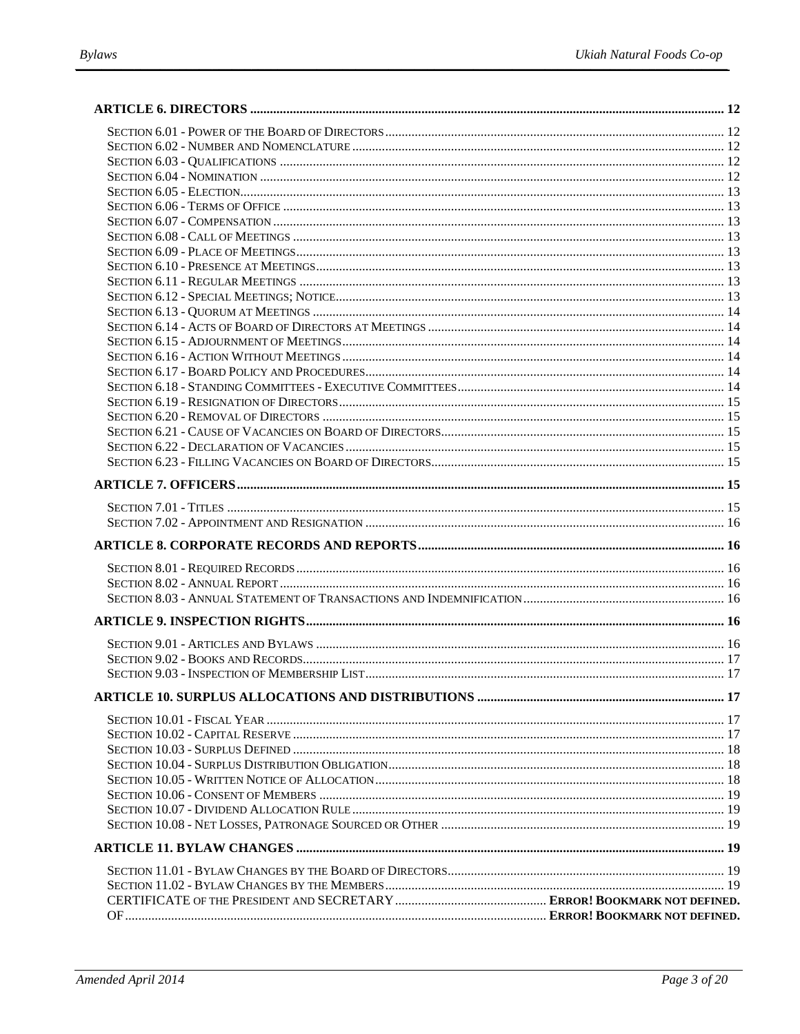**ARTICLE 6. DIRECTORS** .................................................. 12

Section 6.01 - Power of the Board of Directors .................................................. 12
Section 6.02 - Number and Nomenclature .................................................. 12
Section 6.03 - Qualifications .................................................. 12
Section 6.04 - Nomination .................................................. 12
Section 6.05 - Election .................................................. 13
Section 6.06 - Terms of Office .................................................. 13
Section 6.07 - Compensation .................................................. 13
Section 6.08 - Call of Meetings .................................................. 13
Section 6.09 - Place of Meetings .................................................. 13
Section 6.10 - Presence at Meetings .................................................. 13
Section 6.11 - Regular Meetings .................................................. 13
Section 6.12 - Special Meetings; Notice .................................................. 13
Section 6.13 - Quorum at Meetings .................................................. 14
Section 6.14 - Acts of Board of Directors at Meetings .................................................. 14
Section 6.15 - Adjournment of Meetings .................................................. 14
Section 6.16 - Action Without Meetings .................................................. 14
Section 6.17 - Board Policy and Procedures .................................................. 14
Section 6.18 - Standing Committees - Executive Committees .................................................. 14
Section 6.19 - Resignation of Directors .................................................. 15
Section 6.20 - Removal of Directors .................................................. 15
Section 6.21 - Cause of Vacancies on Board of Directors .................................................. 15
Section 6.22 - Declaration of Vacancies .................................................. 15
Section 6.23 - Filling Vacancies on Board of Directors .................................................. 15

**ARTICLE 7. OFFICERS** .................................................. 15

Section 7.01 - Titles .................................................. 15
Section 7.02 - Appointment and Resignation .................................................. 16

**ARTICLE 8. CORPORATE RECORDS AND REPORTS** .................................................. 16

Section 8.01 - Required Records .................................................. 16
Section 8.02 - Annual Report .................................................. 16
Section 8.03 - Annual Statement of Transactions and Indemnification .................................................. 16

**ARTICLE 9. INSPECTION RIGHTS** .................................................. 16

Section 9.01 - Articles and Bylaws .................................................. 16
Section 9.02 - Books and Records .................................................. 17
Section 9.03 - Inspection of Membership List .................................................. 17

**ARTICLE 10. SURPLUS ALLOCATIONS AND DISTRIBUTIONS** .................................................. 17

Section 10.01 - Fiscal Year .................................................. 17
Section 10.02 - Capital Reserve .................................................. 17
Section 10.03 - Surplus Defined .................................................. 18
Section 10.04 - Surplus Distribution Obligation .................................................. 18
Section 10.05 - Written Notice of Allocation .................................................. 18
Section 10.06 - Consent of Members .................................................. 19
Section 10.07 - Dividend Allocation Rule .................................................. 19
Section 10.08 - Net Losses, Patronage Sourced or Other .................................................. 19

**ARTICLE 11. BYLAW CHANGES** .................................................. 19

Section 11.01 - Bylaw Changes by the Board of Directors .................................................. 19
Section 11.02 - Bylaw Changes by the Members .................................................. 19
CERTIFICATE of the President and SECRETARY .................................................. **Error! Bookmark not defined.**
OF .................................................. **Error! Bookmark not defined.**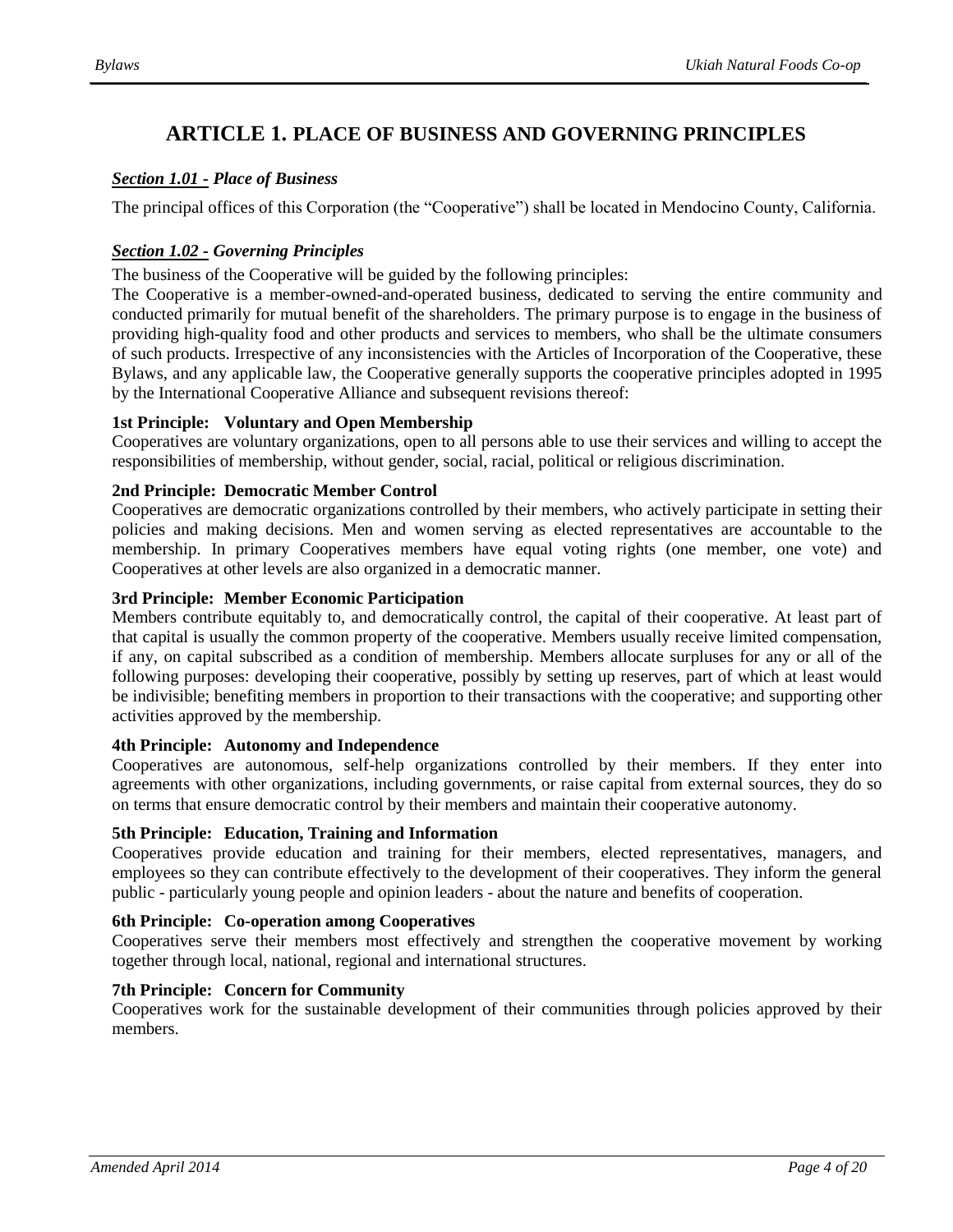# ARTICLE 1. PLACE OF BUSINESS AND GOVERNING PRINCIPLES

### *Section 1.01 - Place of Business*

The principal offices of this Corporation (the "Cooperative") shall be located in Mendocino County, California.

### *Section 1.02 - Governing Principles*

The business of the Cooperative will be guided by the following principles:

The Cooperative is a member-owned-and-operated business, dedicated to serving the entire community and conducted primarily for mutual benefit of the shareholders. The primary purpose is to engage in the business of providing high-quality food and other products and services to members, who shall be the ultimate consumers of such products. Irrespective of any inconsistencies with the Articles of Incorporation of the Cooperative, these Bylaws, and any applicable law, the Cooperative generally supports the cooperative principles adopted in 1995 by the International Cooperative Alliance and subsequent revisions thereof:

**1st Principle: Voluntary and Open Membership**

Cooperatives are voluntary organizations, open to all persons able to use their services and willing to accept the responsibilities of membership, without gender, social, racial, political or religious discrimination.

**2nd Principle: Democratic Member Control**

Cooperatives are democratic organizations controlled by their members, who actively participate in setting their policies and making decisions. Men and women serving as elected representatives are accountable to the membership. In primary Cooperatives members have equal voting rights (one member, one vote) and Cooperatives at other levels are also organized in a democratic manner.

**3rd Principle: Member Economic Participation**

Members contribute equitably to, and democratically control, the capital of their cooperative. At least part of that capital is usually the common property of the cooperative. Members usually receive limited compensation, if any, on capital subscribed as a condition of membership. Members allocate surpluses for any or all of the following purposes: developing their cooperative, possibly by setting up reserves, part of which at least would be indivisible; benefiting members in proportion to their transactions with the cooperative; and supporting other activities approved by the membership.

**4th Principle: Autonomy and Independence**

Cooperatives are autonomous, self-help organizations controlled by their members. If they enter into agreements with other organizations, including governments, or raise capital from external sources, they do so on terms that ensure democratic control by their members and maintain their cooperative autonomy.

**5th Principle: Education, Training and Information**

Cooperatives provide education and training for their members, elected representatives, managers, and employees so they can contribute effectively to the development of their cooperatives. They inform the general public - particularly young people and opinion leaders - about the nature and benefits of cooperation.

**6th Principle: Co-operation among Cooperatives**

Cooperatives serve their members most effectively and strengthen the cooperative movement by working together through local, national, regional and international structures.

**7th Principle: Concern for Community**

Cooperatives work for the sustainable development of their communities through policies approved by their members.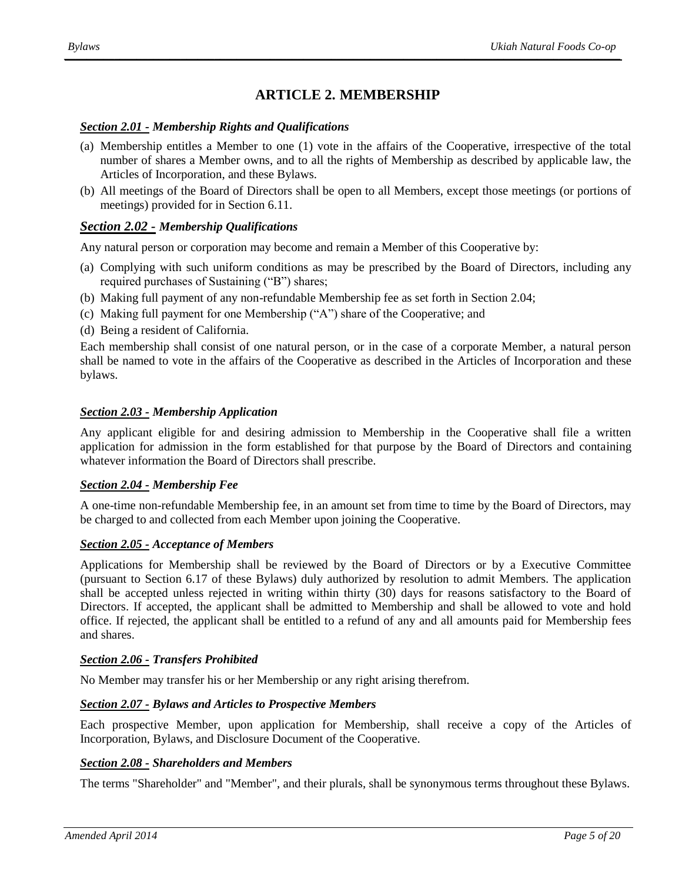# ARTICLE 2. MEMBERSHIP

### *Section 2.01 - Membership Rights and Qualifications*

(a) Membership entitles a Member to one (1) vote in the affairs of the Cooperative, irrespective of the total number of shares a Member owns, and to all the rights of Membership as described by applicable law, the Articles of Incorporation, and these Bylaws.

(b) All meetings of the Board of Directors shall be open to all Members, except those meetings (or portions of meetings) provided for in Section 6.11.

### *Section 2.02 - Membership Qualifications*

Any natural person or corporation may become and remain a Member of this Cooperative by:

(a) Complying with such uniform conditions as may be prescribed by the Board of Directors, including any required purchases of Sustaining ("B") shares;

(b) Making full payment of any non-refundable Membership fee as set forth in Section 2.04;

(c) Making full payment for one Membership ("A") share of the Cooperative; and

(d) Being a resident of California.

Each membership shall consist of one natural person, or in the case of a corporate Member, a natural person shall be named to vote in the affairs of the Cooperative as described in the Articles of Incorporation and these bylaws.

### *Section 2.03 - Membership Application*

Any applicant eligible for and desiring admission to Membership in the Cooperative shall file a written application for admission in the form established for that purpose by the Board of Directors and containing whatever information the Board of Directors shall prescribe.

### *Section 2.04 - Membership Fee*

A one-time non-refundable Membership fee, in an amount set from time to time by the Board of Directors, may be charged to and collected from each Member upon joining the Cooperative.

### *Section 2.05 - Acceptance of Members*

Applications for Membership shall be reviewed by the Board of Directors or by a Executive Committee (pursuant to Section 6.17 of these Bylaws) duly authorized by resolution to admit Members. The application shall be accepted unless rejected in writing within thirty (30) days for reasons satisfactory to the Board of Directors. If accepted, the applicant shall be admitted to Membership and shall be allowed to vote and hold office. If rejected, the applicant shall be entitled to a refund of any and all amounts paid for Membership fees and shares.

### *Section 2.06 - Transfers Prohibited*

No Member may transfer his or her Membership or any right arising therefrom.

### *Section 2.07 - Bylaws and Articles to Prospective Members*

Each prospective Member, upon application for Membership, shall receive a copy of the Articles of Incorporation, Bylaws, and Disclosure Document of the Cooperative.

### *Section 2.08 - Shareholders and Members*

The terms "Shareholder" and "Member", and their plurals, shall be synonymous terms throughout these Bylaws.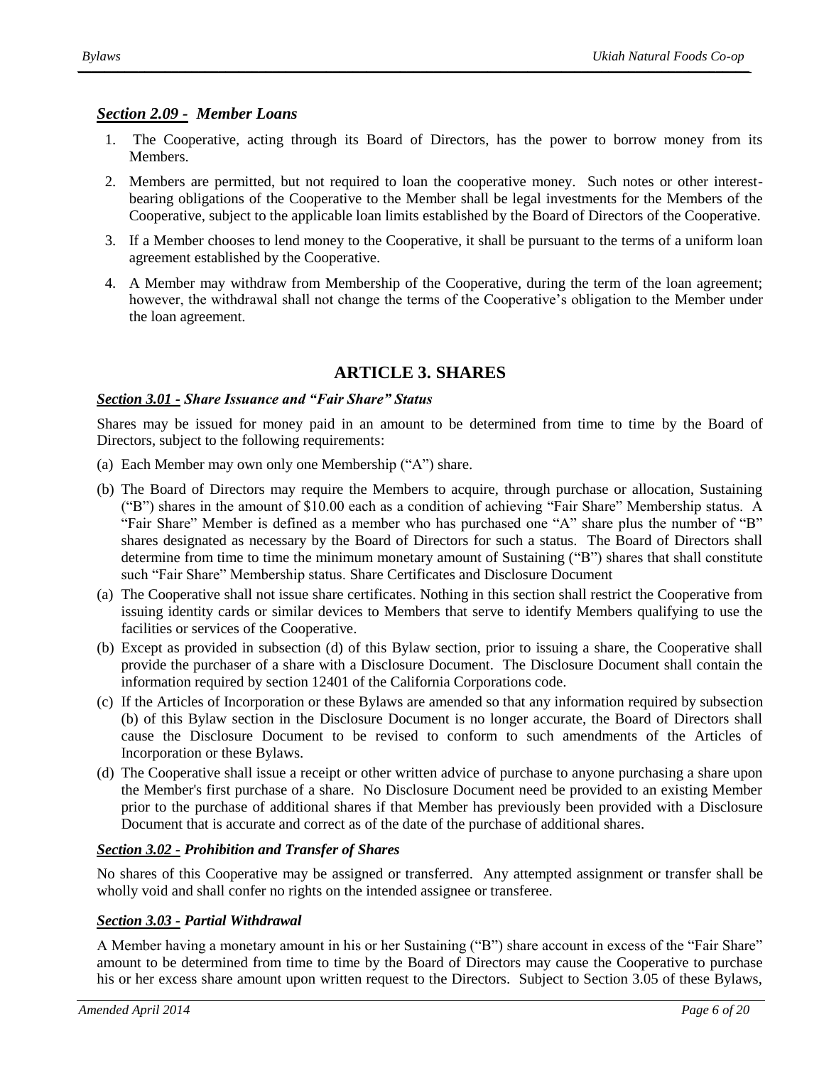### *Section 2.09 - Member Loans*

1. The Cooperative, acting through its Board of Directors, has the power to borrow money from its Members.
2. Members are permitted, but not required to loan the cooperative money. Such notes or other interest-bearing obligations of the Cooperative to the Member shall be legal investments for the Members of the Cooperative, subject to the applicable loan limits established by the Board of Directors of the Cooperative.
3. If a Member chooses to lend money to the Cooperative, it shall be pursuant to the terms of a uniform loan agreement established by the Cooperative.
4. A Member may withdraw from Membership of the Cooperative, during the term of the loan agreement; however, the withdrawal shall not change the terms of the Cooperative's obligation to the Member under the loan agreement.

## ARTICLE 3. SHARES

### *Section 3.01 - Share Issuance and "Fair Share" Status*

Shares may be issued for money paid in an amount to be determined from time to time by the Board of Directors, subject to the following requirements:

(a) Each Member may own only one Membership ("A") share.

(b) The Board of Directors may require the Members to acquire, through purchase or allocation, Sustaining ("B") shares in the amount of $10.00 each as a condition of achieving "Fair Share" Membership status. A "Fair Share" Member is defined as a member who has purchased one "A" share plus the number of "B" shares designated as necessary by the Board of Directors for such a status. The Board of Directors shall determine from time to time the minimum monetary amount of Sustaining ("B") shares that shall constitute such "Fair Share" Membership status. Share Certificates and Disclosure Document

(a) The Cooperative shall not issue share certificates. Nothing in this section shall restrict the Cooperative from issuing identity cards or similar devices to Members that serve to identify Members qualifying to use the facilities or services of the Cooperative.

(b) Except as provided in subsection (d) of this Bylaw section, prior to issuing a share, the Cooperative shall provide the purchaser of a share with a Disclosure Document. The Disclosure Document shall contain the information required by section 12401 of the California Corporations code.

(c) If the Articles of Incorporation or these Bylaws are amended so that any information required by subsection (b) of this Bylaw section in the Disclosure Document is no longer accurate, the Board of Directors shall cause the Disclosure Document to be revised to conform to such amendments of the Articles of Incorporation or these Bylaws.

(d) The Cooperative shall issue a receipt or other written advice of purchase to anyone purchasing a share upon the Member's first purchase of a share. No Disclosure Document need be provided to an existing Member prior to the purchase of additional shares if that Member has previously been provided with a Disclosure Document that is accurate and correct as of the date of the purchase of additional shares.

### *Section 3.02 - Prohibition and Transfer of Shares*

No shares of this Cooperative may be assigned or transferred. Any attempted assignment or transfer shall be wholly void and shall confer no rights on the intended assignee or transferee.

### *Section 3.03 - Partial Withdrawal*

A Member having a monetary amount in his or her Sustaining ("B") share account in excess of the "Fair Share" amount to be determined from time to time by the Board of Directors may cause the Cooperative to purchase his or her excess share amount upon written request to the Directors. Subject to Section 3.05 of these Bylaws,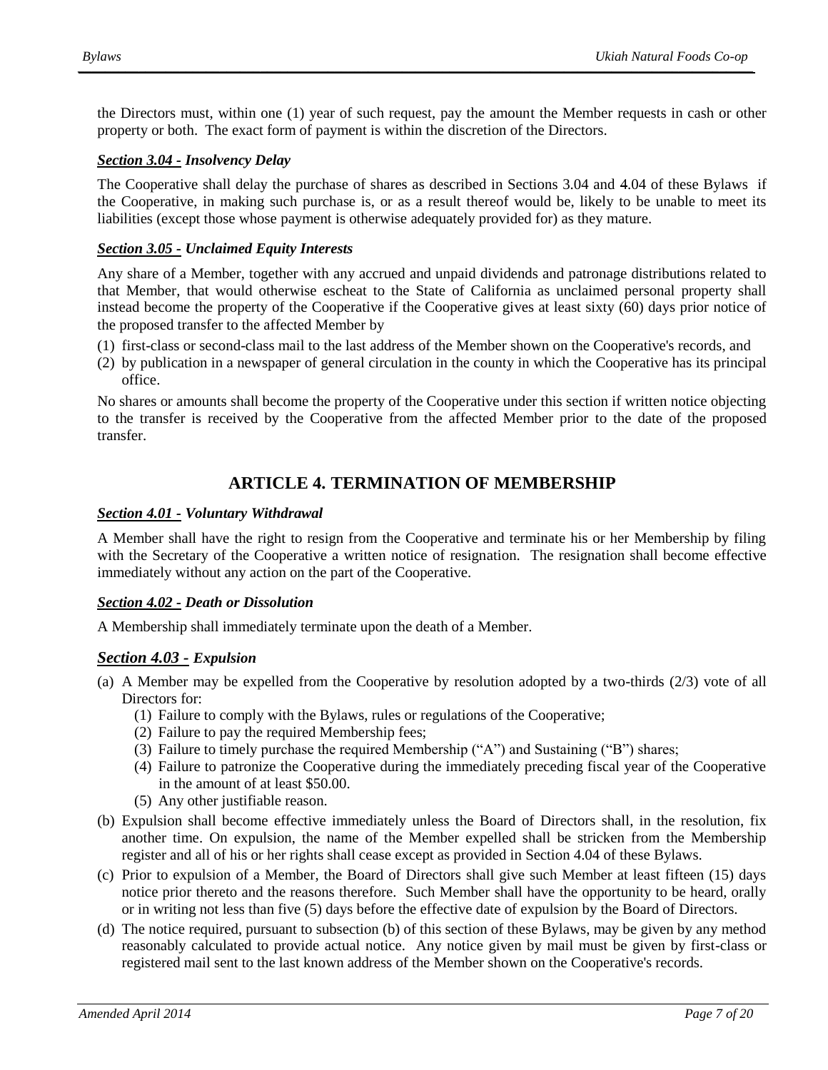the Directors must, within one (1) year of such request, pay the amount the Member requests in cash or other property or both. The exact form of payment is within the discretion of the Directors.

### ***Section 3.04 - Insolvency Delay***

The Cooperative shall delay the purchase of shares as described in Sections 3.04 and 4.04 of these Bylaws if the Cooperative, in making such purchase is, or as a result thereof would be, likely to be unable to meet its liabilities (except those whose payment is otherwise adequately provided for) as they mature.

### ***Section 3.05 - Unclaimed Equity Interests***

Any share of a Member, together with any accrued and unpaid dividends and patronage distributions related to that Member, that would otherwise escheat to the State of California as unclaimed personal property shall instead become the property of the Cooperative if the Cooperative gives at least sixty (60) days prior notice of the proposed transfer to the affected Member by

(1) first-class or second-class mail to the last address of the Member shown on the Cooperative's records, and
(2) by publication in a newspaper of general circulation in the county in which the Cooperative has its principal office.

No shares or amounts shall become the property of the Cooperative under this section if written notice objecting to the transfer is received by the Cooperative from the affected Member prior to the date of the proposed transfer.

## ARTICLE 4. TERMINATION OF MEMBERSHIP

### ***Section 4.01 - Voluntary Withdrawal***

A Member shall have the right to resign from the Cooperative and terminate his or her Membership by filing with the Secretary of the Cooperative a written notice of resignation. The resignation shall become effective immediately without any action on the part of the Cooperative.

### ***Section 4.02 - Death or Dissolution***

A Membership shall immediately terminate upon the death of a Member.

### ***Section 4.03 - Expulsion***

(a) A Member may be expelled from the Cooperative by resolution adopted by a two-thirds (2/3) vote of all Directors for:
  (1) Failure to comply with the Bylaws, rules or regulations of the Cooperative;
  (2) Failure to pay the required Membership fees;
  (3) Failure to timely purchase the required Membership ("A") and Sustaining ("B") shares;
  (4) Failure to patronize the Cooperative during the immediately preceding fiscal year of the Cooperative in the amount of at least $50.00.
  (5) Any other justifiable reason.
(b) Expulsion shall become effective immediately unless the Board of Directors shall, in the resolution, fix another time. On expulsion, the name of the Member expelled shall be stricken from the Membership register and all of his or her rights shall cease except as provided in Section 4.04 of these Bylaws.
(c) Prior to expulsion of a Member, the Board of Directors shall give such Member at least fifteen (15) days notice prior thereto and the reasons therefore. Such Member shall have the opportunity to be heard, orally or in writing not less than five (5) days before the effective date of expulsion by the Board of Directors.
(d) The notice required, pursuant to subsection (b) of this section of these Bylaws, may be given by any method reasonably calculated to provide actual notice. Any notice given by mail must be given by first-class or registered mail sent to the last known address of the Member shown on the Cooperative's records.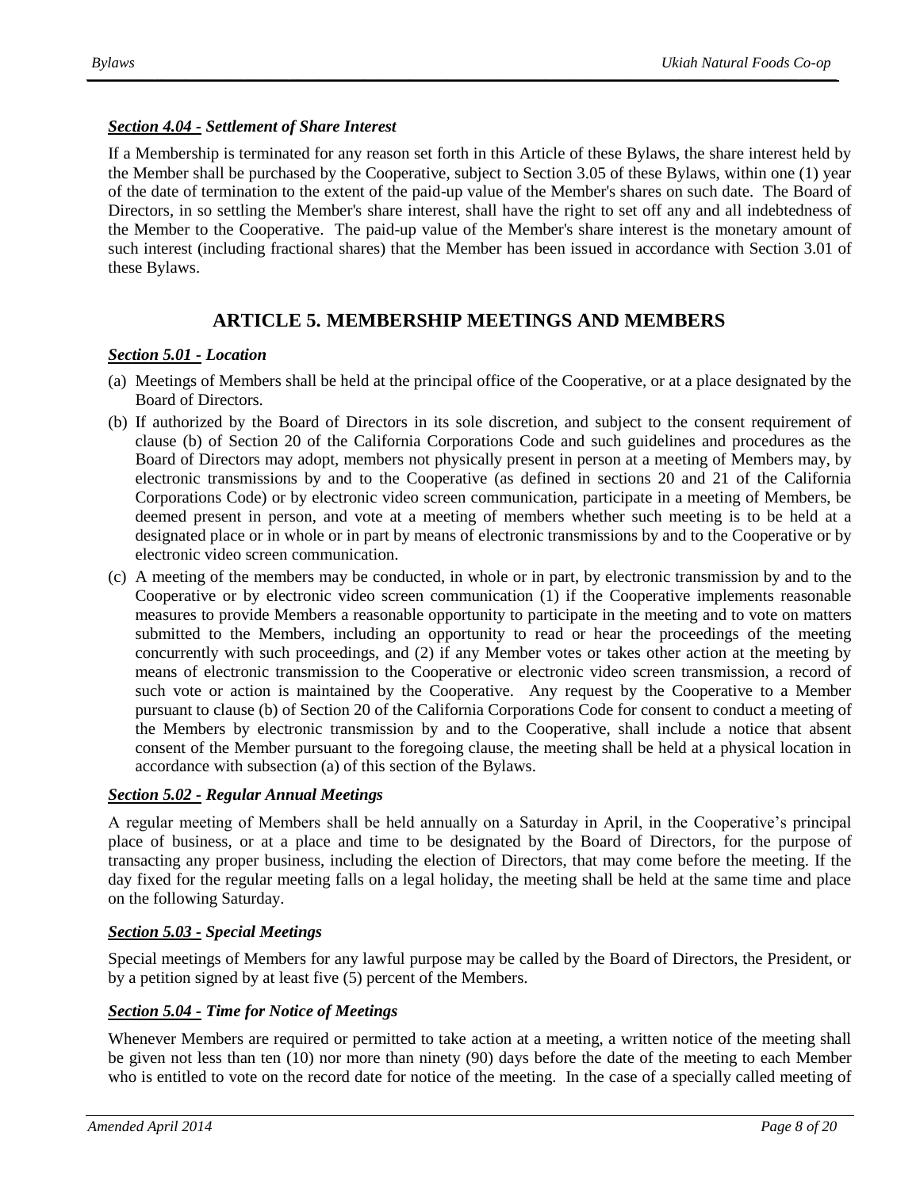### ***Section 4.04 - Settlement of Share Interest***

If a Membership is terminated for any reason set forth in this Article of these Bylaws, the share interest held by the Member shall be purchased by the Cooperative, subject to Section 3.05 of these Bylaws, within one (1) year of the date of termination to the extent of the paid-up value of the Member's shares on such date. The Board of Directors, in so settling the Member's share interest, shall have the right to set off any and all indebtedness of the Member to the Cooperative. The paid-up value of the Member's share interest is the monetary amount of such interest (including fractional shares) that the Member has been issued in accordance with Section 3.01 of these Bylaws.

## ARTICLE 5. MEMBERSHIP MEETINGS AND MEMBERS

### ***Section 5.01 - Location***

(a) Meetings of Members shall be held at the principal office of the Cooperative, or at a place designated by the Board of Directors.

(b) If authorized by the Board of Directors in its sole discretion, and subject to the consent requirement of clause (b) of Section 20 of the California Corporations Code and such guidelines and procedures as the Board of Directors may adopt, members not physically present in person at a meeting of Members may, by electronic transmissions by and to the Cooperative (as defined in sections 20 and 21 of the California Corporations Code) or by electronic video screen communication, participate in a meeting of Members, be deemed present in person, and vote at a meeting of members whether such meeting is to be held at a designated place or in whole or in part by means of electronic transmissions by and to the Cooperative or by electronic video screen communication.

(c) A meeting of the members may be conducted, in whole or in part, by electronic transmission by and to the Cooperative or by electronic video screen communication (1) if the Cooperative implements reasonable measures to provide Members a reasonable opportunity to participate in the meeting and to vote on matters submitted to the Members, including an opportunity to read or hear the proceedings of the meeting concurrently with such proceedings, and (2) if any Member votes or takes other action at the meeting by means of electronic transmission to the Cooperative or electronic video screen transmission, a record of such vote or action is maintained by the Cooperative. Any request by the Cooperative to a Member pursuant to clause (b) of Section 20 of the California Corporations Code for consent to conduct a meeting of the Members by electronic transmission by and to the Cooperative, shall include a notice that absent consent of the Member pursuant to the foregoing clause, the meeting shall be held at a physical location in accordance with subsection (a) of this section of the Bylaws.

### ***Section 5.02 - Regular Annual Meetings***

A regular meeting of Members shall be held annually on a Saturday in April, in the Cooperative's principal place of business, or at a place and time to be designated by the Board of Directors, for the purpose of transacting any proper business, including the election of Directors, that may come before the meeting. If the day fixed for the regular meeting falls on a legal holiday, the meeting shall be held at the same time and place on the following Saturday.

### ***Section 5.03 - Special Meetings***

Special meetings of Members for any lawful purpose may be called by the Board of Directors, the President, or by a petition signed by at least five (5) percent of the Members.

### ***Section 5.04 - Time for Notice of Meetings***

Whenever Members are required or permitted to take action at a meeting, a written notice of the meeting shall be given not less than ten (10) nor more than ninety (90) days before the date of the meeting to each Member who is entitled to vote on the record date for notice of the meeting. In the case of a specially called meeting of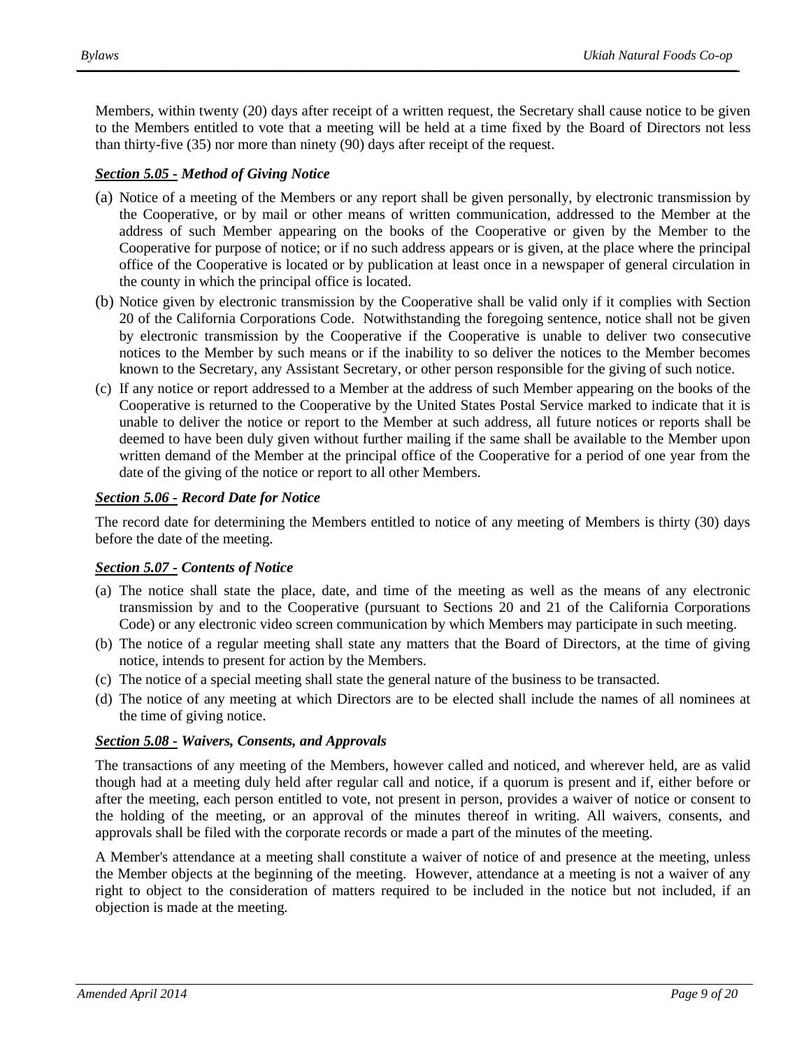Members, within twenty (20) days after receipt of a written request, the Secretary shall cause notice to be given to the Members entitled to vote that a meeting will be held at a time fixed by the Board of Directors not less than thirty-five (35) nor more than ninety (90) days after receipt of the request.

### ***<u>Section 5.05 -</u> Method of Giving Notice***

(a) Notice of a meeting of the Members or any report shall be given personally, by electronic transmission by the Cooperative, or by mail or other means of written communication, addressed to the Member at the address of such Member appearing on the books of the Cooperative or given by the Member to the Cooperative for purpose of notice; or if no such address appears or is given, at the place where the principal office of the Cooperative is located or by publication at least once in a newspaper of general circulation in the county in which the principal office is located.

(b) Notice given by electronic transmission by the Cooperative shall be valid only if it complies with Section 20 of the California Corporations Code. Notwithstanding the foregoing sentence, notice shall not be given by electronic transmission by the Cooperative if the Cooperative is unable to deliver two consecutive notices to the Member by such means or if the inability to so deliver the notices to the Member becomes known to the Secretary, any Assistant Secretary, or other person responsible for the giving of such notice.

(c) If any notice or report addressed to a Member at the address of such Member appearing on the books of the Cooperative is returned to the Cooperative by the United States Postal Service marked to indicate that it is unable to deliver the notice or report to the Member at such address, all future notices or reports shall be deemed to have been duly given without further mailing if the same shall be available to the Member upon written demand of the Member at the principal office of the Cooperative for a period of one year from the date of the giving of the notice or report to all other Members.

### ***<u>Section 5.06 -</u> Record Date for Notice***

The record date for determining the Members entitled to notice of any meeting of Members is thirty (30) days before the date of the meeting.

### ***<u>Section 5.07 -</u> Contents of Notice***

(a) The notice shall state the place, date, and time of the meeting as well as the means of any electronic transmission by and to the Cooperative (pursuant to Sections 20 and 21 of the California Corporations Code) or any electronic video screen communication by which Members may participate in such meeting.

(b) The notice of a regular meeting shall state any matters that the Board of Directors, at the time of giving notice, intends to present for action by the Members.

(c) The notice of a special meeting shall state the general nature of the business to be transacted.

(d) The notice of any meeting at which Directors are to be elected shall include the names of all nominees at the time of giving notice.

### ***<u>Section 5.08 -</u> Waivers, Consents, and Approvals***

The transactions of any meeting of the Members, however called and noticed, and wherever held, are as valid though had at a meeting duly held after regular call and notice, if a quorum is present and if, either before or after the meeting, each person entitled to vote, not present in person, provides a waiver of notice or consent to the holding of the meeting, or an approval of the minutes thereof in writing. All waivers, consents, and approvals shall be filed with the corporate records or made a part of the minutes of the meeting.

A Member's attendance at a meeting shall constitute a waiver of notice of and presence at the meeting, unless the Member objects at the beginning of the meeting. However, attendance at a meeting is not a waiver of any right to object to the consideration of matters required to be included in the notice but not included, if an objection is made at the meeting.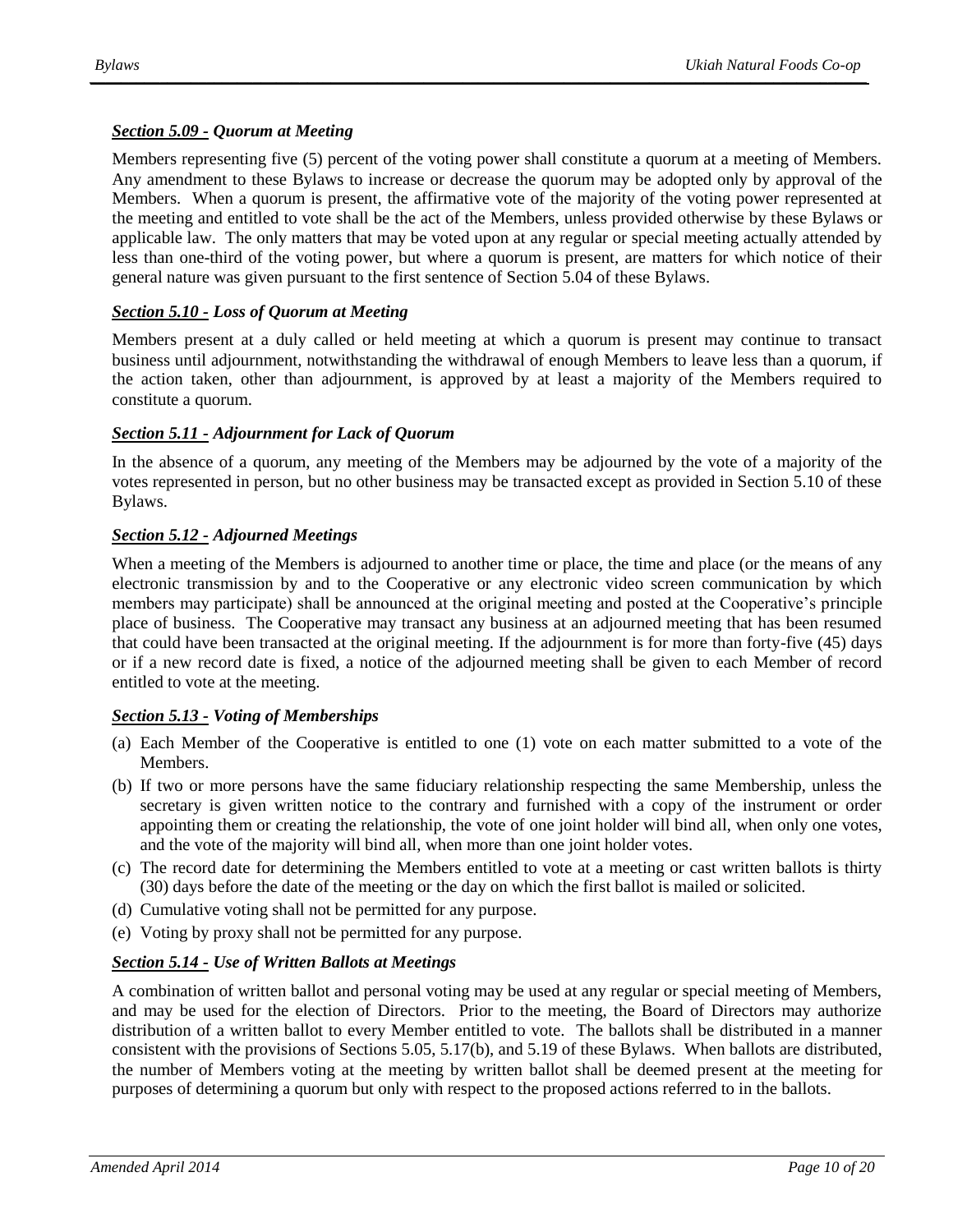### ***Section 5.09 - Quorum at Meeting***

Members representing five (5) percent of the voting power shall constitute a quorum at a meeting of Members. Any amendment to these Bylaws to increase or decrease the quorum may be adopted only by approval of the Members. When a quorum is present, the affirmative vote of the majority of the voting power represented at the meeting and entitled to vote shall be the act of the Members, unless provided otherwise by these Bylaws or applicable law. The only matters that may be voted upon at any regular or special meeting actually attended by less than one-third of the voting power, but where a quorum is present, are matters for which notice of their general nature was given pursuant to the first sentence of Section 5.04 of these Bylaws.

### ***Section 5.10 - Loss of Quorum at Meeting***

Members present at a duly called or held meeting at which a quorum is present may continue to transact business until adjournment, notwithstanding the withdrawal of enough Members to leave less than a quorum, if the action taken, other than adjournment, is approved by at least a majority of the Members required to constitute a quorum.

### ***Section 5.11 - Adjournment for Lack of Quorum***

In the absence of a quorum, any meeting of the Members may be adjourned by the vote of a majority of the votes represented in person, but no other business may be transacted except as provided in Section 5.10 of these Bylaws.

### ***Section 5.12 - Adjourned Meetings***

When a meeting of the Members is adjourned to another time or place, the time and place (or the means of any electronic transmission by and to the Cooperative or any electronic video screen communication by which members may participate) shall be announced at the original meeting and posted at the Cooperative's principle place of business. The Cooperative may transact any business at an adjourned meeting that has been resumed that could have been transacted at the original meeting. If the adjournment is for more than forty-five (45) days or if a new record date is fixed, a notice of the adjourned meeting shall be given to each Member of record entitled to vote at the meeting.

### ***Section 5.13 - Voting of Memberships***

(a) Each Member of the Cooperative is entitled to one (1) vote on each matter submitted to a vote of the Members.

(b) If two or more persons have the same fiduciary relationship respecting the same Membership, unless the secretary is given written notice to the contrary and furnished with a copy of the instrument or order appointing them or creating the relationship, the vote of one joint holder will bind all, when only one votes, and the vote of the majority will bind all, when more than one joint holder votes.

(c) The record date for determining the Members entitled to vote at a meeting or cast written ballots is thirty (30) days before the date of the meeting or the day on which the first ballot is mailed or solicited.

(d) Cumulative voting shall not be permitted for any purpose.

(e) Voting by proxy shall not be permitted for any purpose.

### ***Section 5.14 - Use of Written Ballots at Meetings***

A combination of written ballot and personal voting may be used at any regular or special meeting of Members, and may be used for the election of Directors. Prior to the meeting, the Board of Directors may authorize distribution of a written ballot to every Member entitled to vote. The ballots shall be distributed in a manner consistent with the provisions of Sections 5.05, 5.17(b), and 5.19 of these Bylaws. When ballots are distributed, the number of Members voting at the meeting by written ballot shall be deemed present at the meeting for purposes of determining a quorum but only with respect to the proposed actions referred to in the ballots.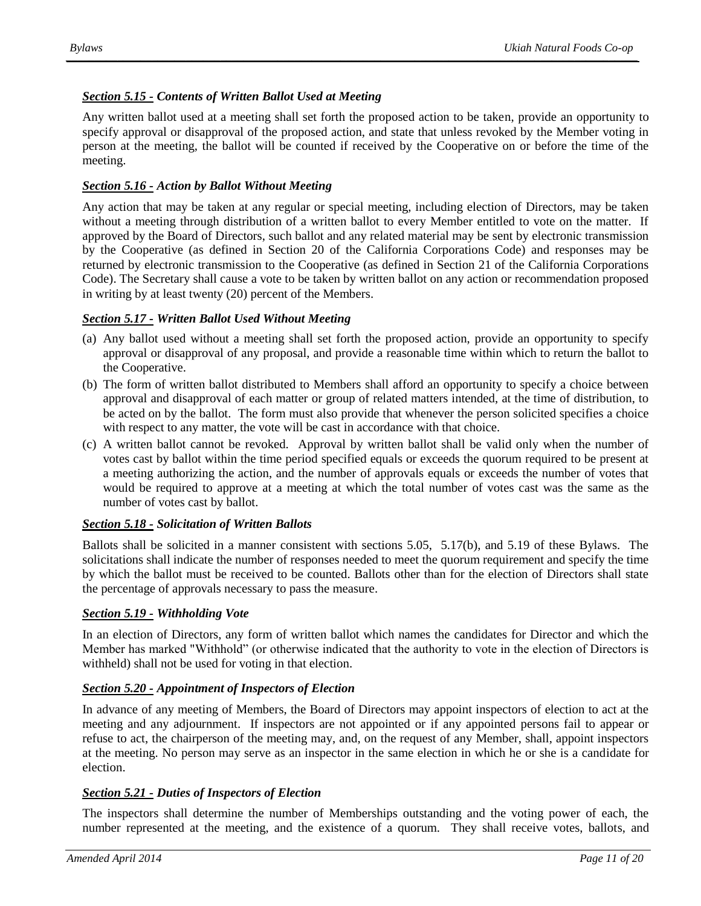### ***Section 5.15 - Contents of Written Ballot Used at Meeting***

Any written ballot used at a meeting shall set forth the proposed action to be taken, provide an opportunity to specify approval or disapproval of the proposed action, and state that unless revoked by the Member voting in person at the meeting, the ballot will be counted if received by the Cooperative on or before the time of the meeting.

### ***Section 5.16 - Action by Ballot Without Meeting***

Any action that may be taken at any regular or special meeting, including election of Directors, may be taken without a meeting through distribution of a written ballot to every Member entitled to vote on the matter. If approved by the Board of Directors, such ballot and any related material may be sent by electronic transmission by the Cooperative (as defined in Section 20 of the California Corporations Code) and responses may be returned by electronic transmission to the Cooperative (as defined in Section 21 of the California Corporations Code). The Secretary shall cause a vote to be taken by written ballot on any action or recommendation proposed in writing by at least twenty (20) percent of the Members.

### ***Section 5.17 - Written Ballot Used Without Meeting***

(a) Any ballot used without a meeting shall set forth the proposed action, provide an opportunity to specify approval or disapproval of any proposal, and provide a reasonable time within which to return the ballot to the Cooperative.

(b) The form of written ballot distributed to Members shall afford an opportunity to specify a choice between approval and disapproval of each matter or group of related matters intended, at the time of distribution, to be acted on by the ballot. The form must also provide that whenever the person solicited specifies a choice with respect to any matter, the vote will be cast in accordance with that choice.

(c) A written ballot cannot be revoked. Approval by written ballot shall be valid only when the number of votes cast by ballot within the time period specified equals or exceeds the quorum required to be present at a meeting authorizing the action, and the number of approvals equals or exceeds the number of votes that would be required to approve at a meeting at which the total number of votes cast was the same as the number of votes cast by ballot.

### ***Section 5.18 - Solicitation of Written Ballots***

Ballots shall be solicited in a manner consistent with sections 5.05, 5.17(b), and 5.19 of these Bylaws. The solicitations shall indicate the number of responses needed to meet the quorum requirement and specify the time by which the ballot must be received to be counted. Ballots other than for the election of Directors shall state the percentage of approvals necessary to pass the measure.

### ***Section 5.19 - Withholding Vote***

In an election of Directors, any form of written ballot which names the candidates for Director and which the Member has marked "Withhold" (or otherwise indicated that the authority to vote in the election of Directors is withheld) shall not be used for voting in that election.

### ***Section 5.20 - Appointment of Inspectors of Election***

In advance of any meeting of Members, the Board of Directors may appoint inspectors of election to act at the meeting and any adjournment. If inspectors are not appointed or if any appointed persons fail to appear or refuse to act, the chairperson of the meeting may, and, on the request of any Member, shall, appoint inspectors at the meeting. No person may serve as an inspector in the same election in which he or she is a candidate for election.

### ***Section 5.21 - Duties of Inspectors of Election***

The inspectors shall determine the number of Memberships outstanding and the voting power of each, the number represented at the meeting, and the existence of a quorum. They shall receive votes, ballots, and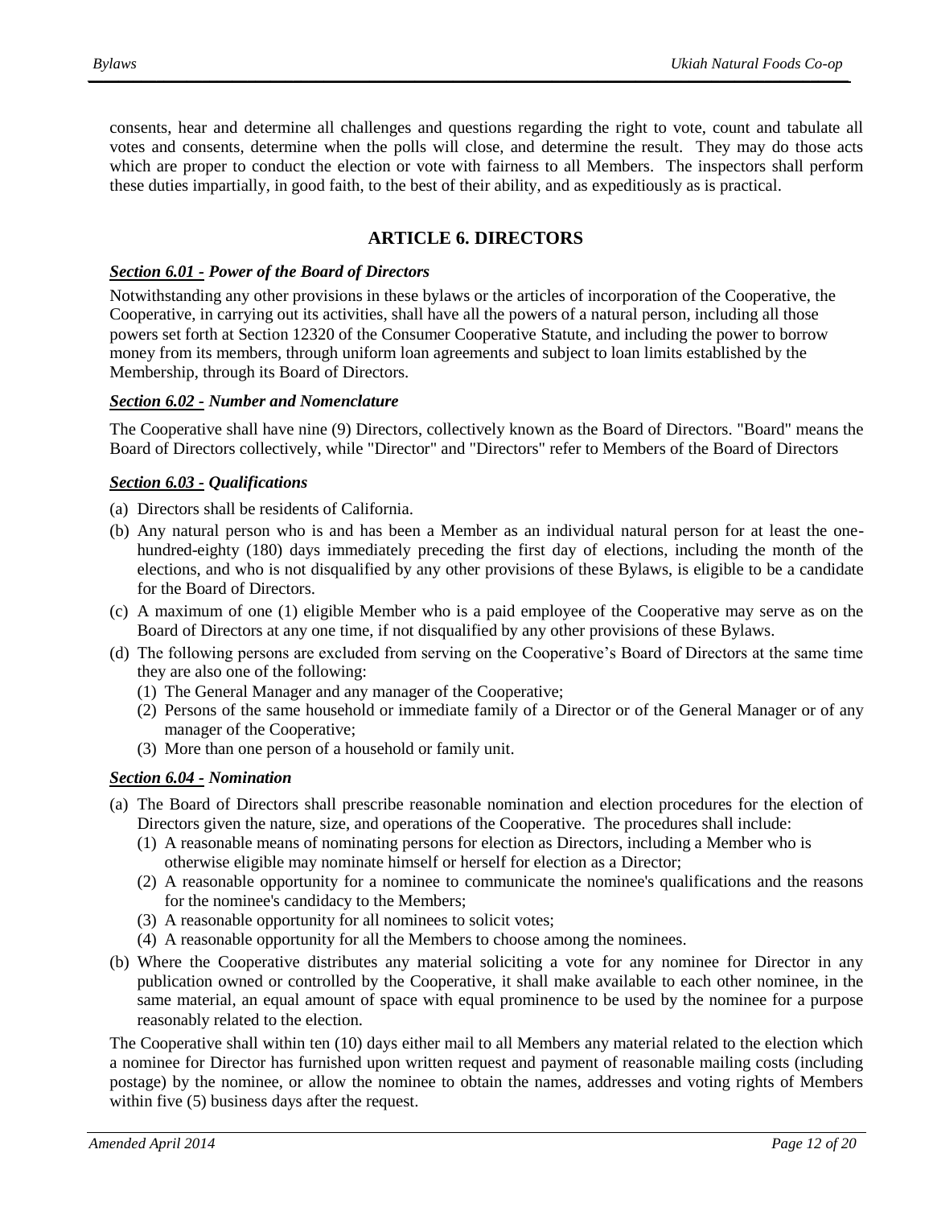consents, hear and determine all challenges and questions regarding the right to vote, count and tabulate all votes and consents, determine when the polls will close, and determine the result. They may do those acts which are proper to conduct the election or vote with fairness to all Members. The inspectors shall perform these duties impartially, in good faith, to the best of their ability, and as expeditiously as is practical.

## ARTICLE 6. DIRECTORS

### ***Section 6.01 - Power of the Board of Directors***

Notwithstanding any other provisions in these bylaws or the articles of incorporation of the Cooperative, the Cooperative, in carrying out its activities, shall have all the powers of a natural person, including all those powers set forth at Section 12320 of the Consumer Cooperative Statute, and including the power to borrow money from its members, through uniform loan agreements and subject to loan limits established by the Membership, through its Board of Directors.

### ***Section 6.02 - Number and Nomenclature***

The Cooperative shall have nine (9) Directors, collectively known as the Board of Directors. "Board" means the Board of Directors collectively, while "Director" and "Directors" refer to Members of the Board of Directors

### ***Section 6.03 - Qualifications***

(a) Directors shall be residents of California.

(b) Any natural person who is and has been a Member as an individual natural person for at least the one-hundred-eighty (180) days immediately preceding the first day of elections, including the month of the elections, and who is not disqualified by any other provisions of these Bylaws, is eligible to be a candidate for the Board of Directors.

(c) A maximum of one (1) eligible Member who is a paid employee of the Cooperative may serve as on the Board of Directors at any one time, if not disqualified by any other provisions of these Bylaws.

(d) The following persons are excluded from serving on the Cooperative's Board of Directors at the same time they are also one of the following:
   (1) The General Manager and any manager of the Cooperative;
   (2) Persons of the same household or immediate family of a Director or of the General Manager or of any manager of the Cooperative;
   (3) More than one person of a household or family unit.

### ***Section 6.04 - Nomination***

(a) The Board of Directors shall prescribe reasonable nomination and election procedures for the election of Directors given the nature, size, and operations of the Cooperative. The procedures shall include:
   (1) A reasonable means of nominating persons for election as Directors, including a Member who is otherwise eligible may nominate himself or herself for election as a Director;
   (2) A reasonable opportunity for a nominee to communicate the nominee's qualifications and the reasons for the nominee's candidacy to the Members;
   (3) A reasonable opportunity for all nominees to solicit votes;
   (4) A reasonable opportunity for all the Members to choose among the nominees.

(b) Where the Cooperative distributes any material soliciting a vote for any nominee for Director in any publication owned or controlled by the Cooperative, it shall make available to each other nominee, in the same material, an equal amount of space with equal prominence to be used by the nominee for a purpose reasonably related to the election.

The Cooperative shall within ten (10) days either mail to all Members any material related to the election which a nominee for Director has furnished upon written request and payment of reasonable mailing costs (including postage) by the nominee, or allow the nominee to obtain the names, addresses and voting rights of Members within five (5) business days after the request.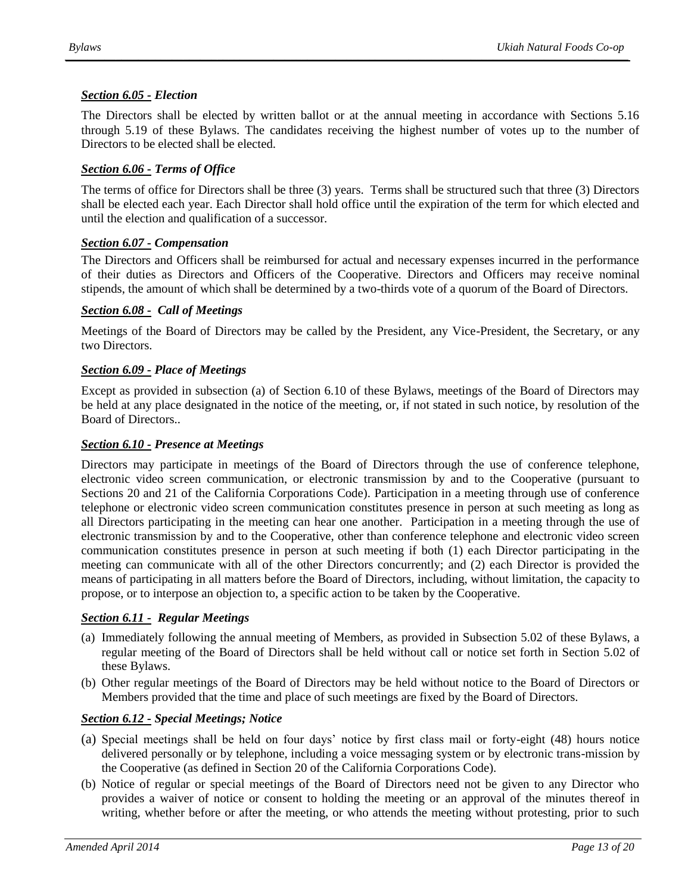### *Section 6.05 - Election*

The Directors shall be elected by written ballot or at the annual meeting in accordance with Sections 5.16 through 5.19 of these Bylaws. The candidates receiving the highest number of votes up to the number of Directors to be elected shall be elected.

### *Section 6.06 - Terms of Office*

The terms of office for Directors shall be three (3) years. Terms shall be structured such that three (3) Directors shall be elected each year. Each Director shall hold office until the expiration of the term for which elected and until the election and qualification of a successor.

### *Section 6.07 - Compensation*

The Directors and Officers shall be reimbursed for actual and necessary expenses incurred in the performance of their duties as Directors and Officers of the Cooperative. Directors and Officers may receive nominal stipends, the amount of which shall be determined by a two-thirds vote of a quorum of the Board of Directors.

### *Section 6.08 - Call of Meetings*

Meetings of the Board of Directors may be called by the President, any Vice-President, the Secretary, or any two Directors.

### *Section 6.09 - Place of Meetings*

Except as provided in subsection (a) of Section 6.10 of these Bylaws, meetings of the Board of Directors may be held at any place designated in the notice of the meeting, or, if not stated in such notice, by resolution of the Board of Directors..

### *Section 6.10 - Presence at Meetings*

Directors may participate in meetings of the Board of Directors through the use of conference telephone, electronic video screen communication, or electronic transmission by and to the Cooperative (pursuant to Sections 20 and 21 of the California Corporations Code). Participation in a meeting through use of conference telephone or electronic video screen communication constitutes presence in person at such meeting as long as all Directors participating in the meeting can hear one another. Participation in a meeting through the use of electronic transmission by and to the Cooperative, other than conference telephone and electronic video screen communication constitutes presence in person at such meeting if both (1) each Director participating in the meeting can communicate with all of the other Directors concurrently; and (2) each Director is provided the means of participating in all matters before the Board of Directors, including, without limitation, the capacity to propose, or to interpose an objection to, a specific action to be taken by the Cooperative.

### *Section 6.11 - Regular Meetings*

(a) Immediately following the annual meeting of Members, as provided in Subsection 5.02 of these Bylaws, a regular meeting of the Board of Directors shall be held without call or notice set forth in Section 5.02 of these Bylaws.

(b) Other regular meetings of the Board of Directors may be held without notice to the Board of Directors or Members provided that the time and place of such meetings are fixed by the Board of Directors.

### *Section 6.12 - Special Meetings; Notice*

(a) Special meetings shall be held on four days' notice by first class mail or forty-eight (48) hours notice delivered personally or by telephone, including a voice messaging system or by electronic trans-mission by the Cooperative (as defined in Section 20 of the California Corporations Code).

(b) Notice of regular or special meetings of the Board of Directors need not be given to any Director who provides a waiver of notice or consent to holding the meeting or an approval of the minutes thereof in writing, whether before or after the meeting, or who attends the meeting without protesting, prior to such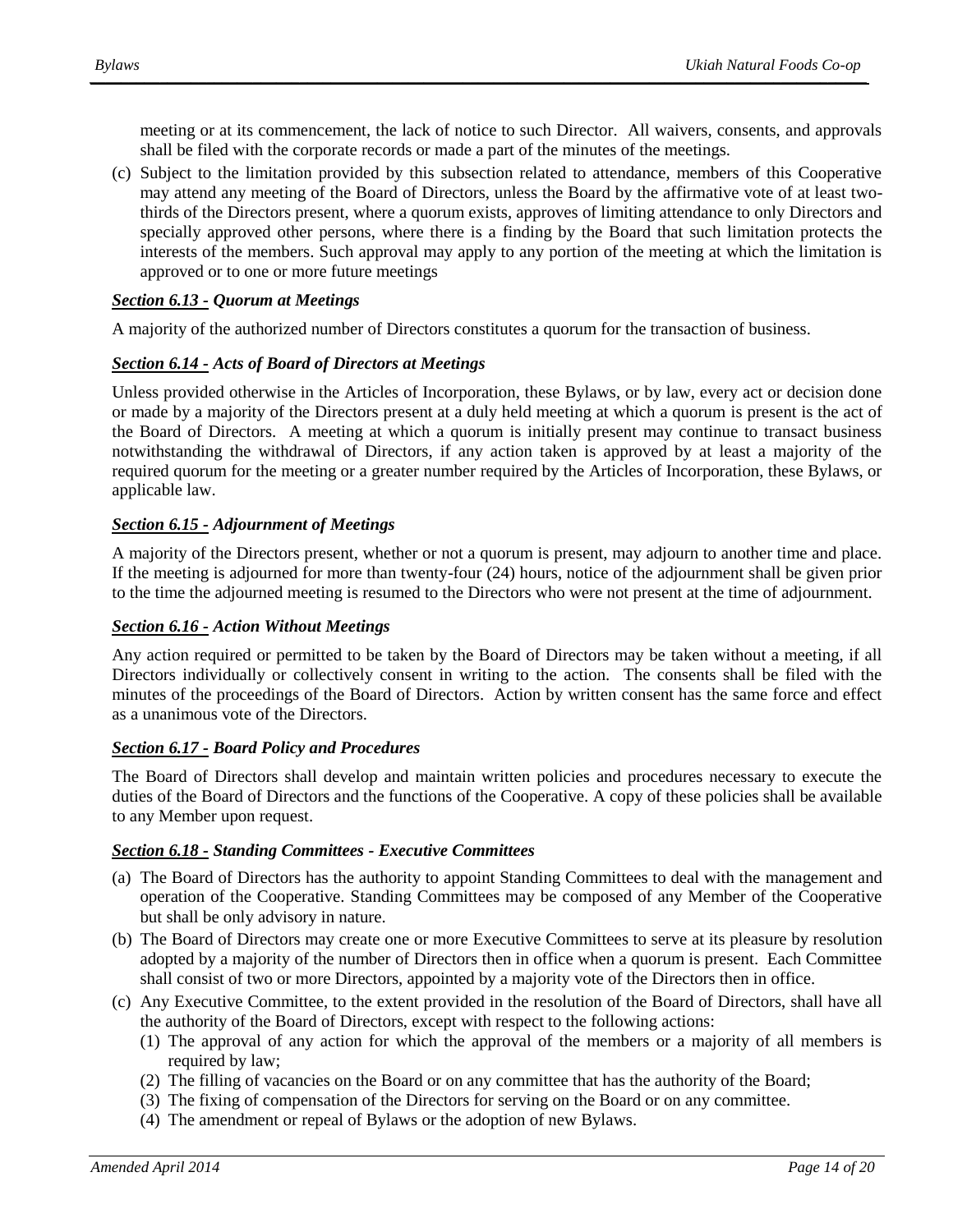meeting or at its commencement, the lack of notice to such Director. All waivers, consents, and approvals shall be filed with the corporate records or made a part of the minutes of the meetings.

(c) Subject to the limitation provided by this subsection related to attendance, members of this Cooperative may attend any meeting of the Board of Directors, unless the Board by the affirmative vote of at least two-thirds of the Directors present, where a quorum exists, approves of limiting attendance to only Directors and specially approved other persons, where there is a finding by the Board that such limitation protects the interests of the members. Such approval may apply to any portion of the meeting at which the limitation is approved or to one or more future meetings

***Section 6.13 - Quorum at Meetings***

A majority of the authorized number of Directors constitutes a quorum for the transaction of business.

***Section 6.14 - Acts of Board of Directors at Meetings***

Unless provided otherwise in the Articles of Incorporation, these Bylaws, or by law, every act or decision done or made by a majority of the Directors present at a duly held meeting at which a quorum is present is the act of the Board of Directors. A meeting at which a quorum is initially present may continue to transact business notwithstanding the withdrawal of Directors, if any action taken is approved by at least a majority of the required quorum for the meeting or a greater number required by the Articles of Incorporation, these Bylaws, or applicable law.

***Section 6.15 - Adjournment of Meetings***

A majority of the Directors present, whether or not a quorum is present, may adjourn to another time and place. If the meeting is adjourned for more than twenty-four (24) hours, notice of the adjournment shall be given prior to the time the adjourned meeting is resumed to the Directors who were not present at the time of adjournment.

***Section 6.16 - Action Without Meetings***

Any action required or permitted to be taken by the Board of Directors may be taken without a meeting, if all Directors individually or collectively consent in writing to the action. The consents shall be filed with the minutes of the proceedings of the Board of Directors. Action by written consent has the same force and effect as a unanimous vote of the Directors.

***Section 6.17 - Board Policy and Procedures***

The Board of Directors shall develop and maintain written policies and procedures necessary to execute the duties of the Board of Directors and the functions of the Cooperative. A copy of these policies shall be available to any Member upon request.

***Section 6.18 - Standing Committees - Executive Committees***

(a) The Board of Directors has the authority to appoint Standing Committees to deal with the management and operation of the Cooperative. Standing Committees may be composed of any Member of the Cooperative but shall be only advisory in nature.

(b) The Board of Directors may create one or more Executive Committees to serve at its pleasure by resolution adopted by a majority of the number of Directors then in office when a quorum is present. Each Committee shall consist of two or more Directors, appointed by a majority vote of the Directors then in office.

(c) Any Executive Committee, to the extent provided in the resolution of the Board of Directors, shall have all the authority of the Board of Directors, except with respect to the following actions:
   (1) The approval of any action for which the approval of the members or a majority of all members is required by law;
   (2) The filling of vacancies on the Board or on any committee that has the authority of the Board;
   (3) The fixing of compensation of the Directors for serving on the Board or on any committee.
   (4) The amendment or repeal of Bylaws or the adoption of new Bylaws.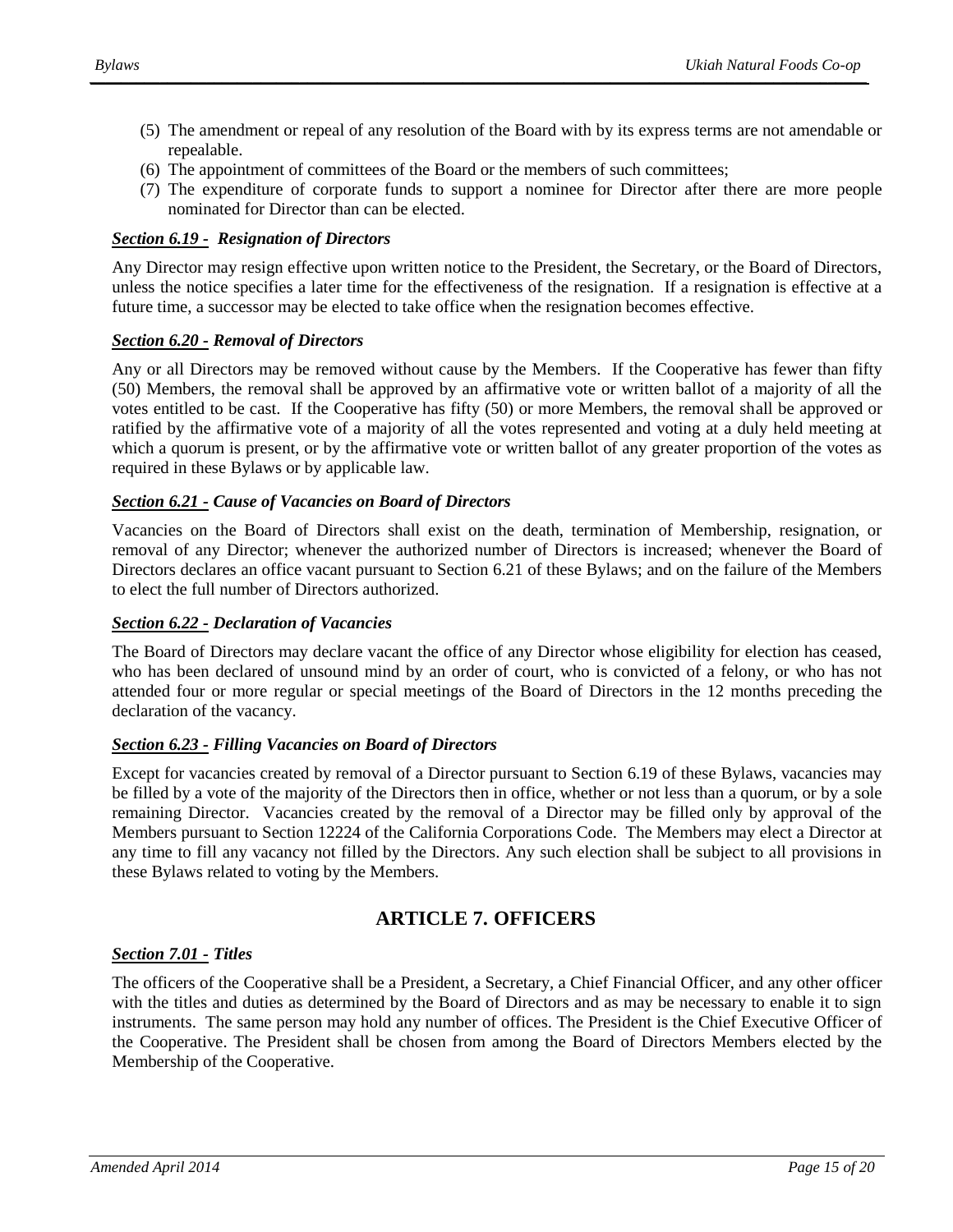(5) The amendment or repeal of any resolution of the Board with by its express terms are not amendable or repealable.
(6) The appointment of committees of the Board or the members of such committees;
(7) The expenditure of corporate funds to support a nominee for Director after there are more people nominated for Director than can be elected.

***Section 6.19 - Resignation of Directors***

Any Director may resign effective upon written notice to the President, the Secretary, or the Board of Directors, unless the notice specifies a later time for the effectiveness of the resignation. If a resignation is effective at a future time, a successor may be elected to take office when the resignation becomes effective.

***Section 6.20 - Removal of Directors***

Any or all Directors may be removed without cause by the Members. If the Cooperative has fewer than fifty (50) Members, the removal shall be approved by an affirmative vote or written ballot of a majority of all the votes entitled to be cast. If the Cooperative has fifty (50) or more Members, the removal shall be approved or ratified by the affirmative vote of a majority of all the votes represented and voting at a duly held meeting at which a quorum is present, or by the affirmative vote or written ballot of any greater proportion of the votes as required in these Bylaws or by applicable law.

***Section 6.21 - Cause of Vacancies on Board of Directors***

Vacancies on the Board of Directors shall exist on the death, termination of Membership, resignation, or removal of any Director; whenever the authorized number of Directors is increased; whenever the Board of Directors declares an office vacant pursuant to Section 6.21 of these Bylaws; and on the failure of the Members to elect the full number of Directors authorized.

***Section 6.22 - Declaration of Vacancies***

The Board of Directors may declare vacant the office of any Director whose eligibility for election has ceased, who has been declared of unsound mind by an order of court, who is convicted of a felony, or who has not attended four or more regular or special meetings of the Board of Directors in the 12 months preceding the declaration of the vacancy.

***Section 6.23 - Filling Vacancies on Board of Directors***

Except for vacancies created by removal of a Director pursuant to Section 6.19 of these Bylaws, vacancies may be filled by a vote of the majority of the Directors then in office, whether or not less than a quorum, or by a sole remaining Director. Vacancies created by the removal of a Director may be filled only by approval of the Members pursuant to Section 12224 of the California Corporations Code. The Members may elect a Director at any time to fill any vacancy not filled by the Directors. Any such election shall be subject to all provisions in these Bylaws related to voting by the Members.

## ARTICLE 7. OFFICERS

***Section 7.01 - Titles***

The officers of the Cooperative shall be a President, a Secretary, a Chief Financial Officer, and any other officer with the titles and duties as determined by the Board of Directors and as may be necessary to enable it to sign instruments. The same person may hold any number of offices. The President is the Chief Executive Officer of the Cooperative. The President shall be chosen from among the Board of Directors Members elected by the Membership of the Cooperative.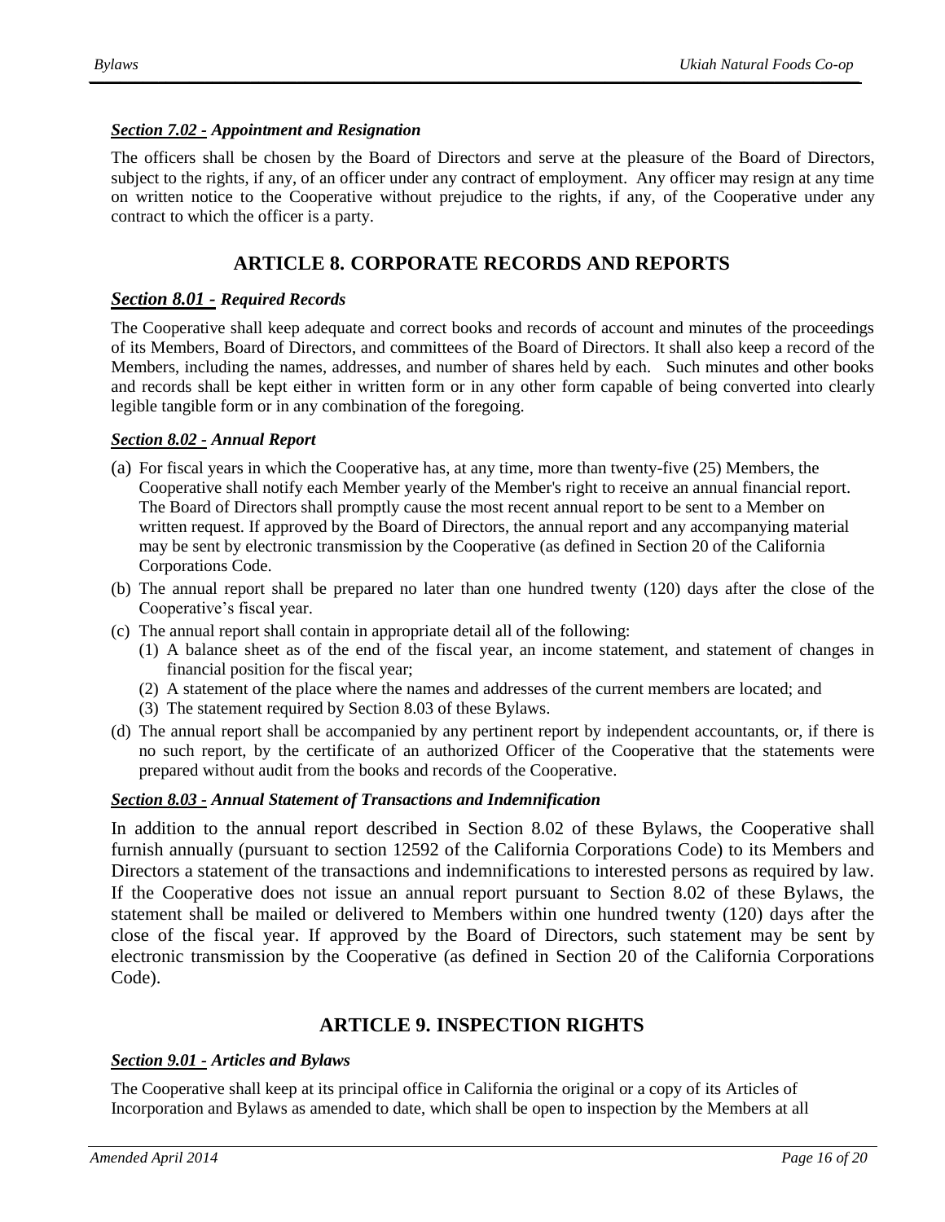#### ***Section 7.02 - Appointment and Resignation***

The officers shall be chosen by the Board of Directors and serve at the pleasure of the Board of Directors, subject to the rights, if any, of an officer under any contract of employment. Any officer may resign at any time on written notice to the Cooperative without prejudice to the rights, if any, of the Cooperative under any contract to which the officer is a party.

## ARTICLE 8. CORPORATE RECORDS AND REPORTS

#### ***Section 8.01 - Required Records***

The Cooperative shall keep adequate and correct books and records of account and minutes of the proceedings of its Members, Board of Directors, and committees of the Board of Directors. It shall also keep a record of the Members, including the names, addresses, and number of shares held by each. Such minutes and other books and records shall be kept either in written form or in any other form capable of being converted into clearly legible tangible form or in any combination of the foregoing.

#### ***Section 8.02 - Annual Report***

(a) For fiscal years in which the Cooperative has, at any time, more than twenty-five (25) Members, the Cooperative shall notify each Member yearly of the Member's right to receive an annual financial report. The Board of Directors shall promptly cause the most recent annual report to be sent to a Member on written request. If approved by the Board of Directors, the annual report and any accompanying material may be sent by electronic transmission by the Cooperative (as defined in Section 20 of the California Corporations Code.

(b) The annual report shall be prepared no later than one hundred twenty (120) days after the close of the Cooperative's fiscal year.

(c) The annual report shall contain in appropriate detail all of the following:
   (1) A balance sheet as of the end of the fiscal year, an income statement, and statement of changes in financial position for the fiscal year;
   (2) A statement of the place where the names and addresses of the current members are located; and
   (3) The statement required by Section 8.03 of these Bylaws.

(d) The annual report shall be accompanied by any pertinent report by independent accountants, or, if there is no such report, by the certificate of an authorized Officer of the Cooperative that the statements were prepared without audit from the books and records of the Cooperative.

#### ***Section 8.03 - Annual Statement of Transactions and Indemnification***

In addition to the annual report described in Section 8.02 of these Bylaws, the Cooperative shall furnish annually (pursuant to section 12592 of the California Corporations Code) to its Members and Directors a statement of the transactions and indemnifications to interested persons as required by law. If the Cooperative does not issue an annual report pursuant to Section 8.02 of these Bylaws, the statement shall be mailed or delivered to Members within one hundred twenty (120) days after the close of the fiscal year. If approved by the Board of Directors, such statement may be sent by electronic transmission by the Cooperative (as defined in Section 20 of the California Corporations Code).

## ARTICLE 9. INSPECTION RIGHTS

#### ***Section 9.01 - Articles and Bylaws***

The Cooperative shall keep at its principal office in California the original or a copy of its Articles of Incorporation and Bylaws as amended to date, which shall be open to inspection by the Members at all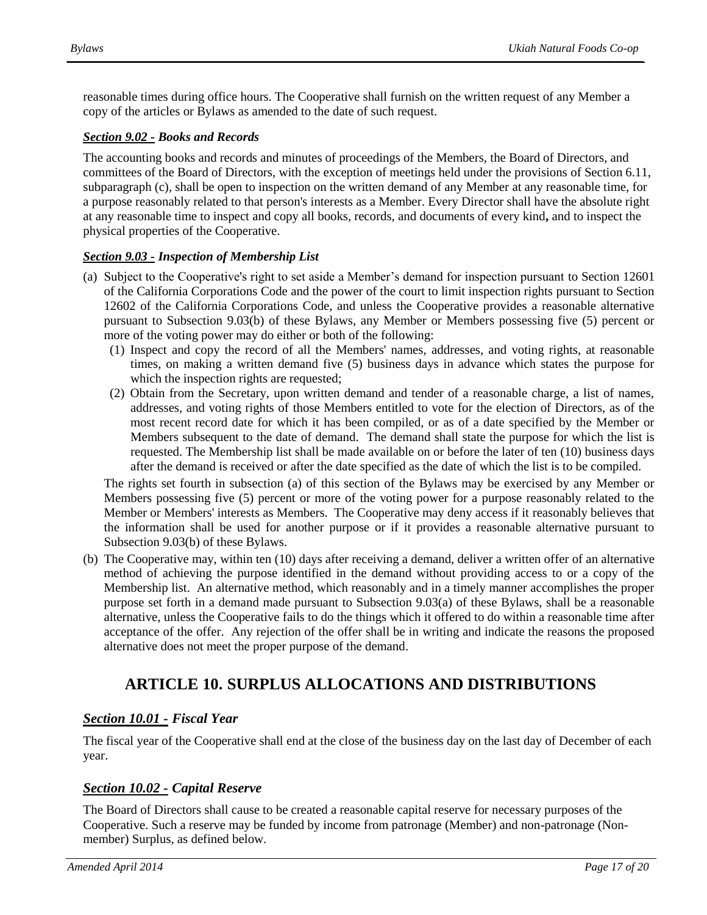reasonable times during office hours. The Cooperative shall furnish on the written request of any Member a copy of the articles or Bylaws as amended to the date of such request.

### ***Section 9.02 - Books and Records***

The accounting books and records and minutes of proceedings of the Members, the Board of Directors, and committees of the Board of Directors, with the exception of meetings held under the provisions of Section 6.11, subparagraph (c), shall be open to inspection on the written demand of any Member at any reasonable time, for a purpose reasonably related to that person's interests as a Member. Every Director shall have the absolute right at any reasonable time to inspect and copy all books, records, and documents of every kind**,** and to inspect the physical properties of the Cooperative.

### ***Section 9.03 - Inspection of Membership List***

(a) Subject to the Cooperative's right to set aside a Member's demand for inspection pursuant to Section 12601 of the California Corporations Code and the power of the court to limit inspection rights pursuant to Section 12602 of the California Corporations Code, and unless the Cooperative provides a reasonable alternative pursuant to Subsection 9.03(b) of these Bylaws, any Member or Members possessing five (5) percent or more of the voting power may do either or both of the following:

   (1) Inspect and copy the record of all the Members' names, addresses, and voting rights, at reasonable times, on making a written demand five (5) business days in advance which states the purpose for which the inspection rights are requested;

   (2) Obtain from the Secretary, upon written demand and tender of a reasonable charge, a list of names, addresses, and voting rights of those Members entitled to vote for the election of Directors, as of the most recent record date for which it has been compiled, or as of a date specified by the Member or Members subsequent to the date of demand. The demand shall state the purpose for which the list is requested. The Membership list shall be made available on or before the later of ten (10) business days after the demand is received or after the date specified as the date of which the list is to be compiled.

   The rights set fourth in subsection (a) of this section of the Bylaws may be exercised by any Member or Members possessing five (5) percent or more of the voting power for a purpose reasonably related to the Member or Members' interests as Members. The Cooperative may deny access if it reasonably believes that the information shall be used for another purpose or if it provides a reasonable alternative pursuant to Subsection 9.03(b) of these Bylaws.

(b) The Cooperative may, within ten (10) days after receiving a demand, deliver a written offer of an alternative method of achieving the purpose identified in the demand without providing access to or a copy of the Membership list. An alternative method, which reasonably and in a timely manner accomplishes the proper purpose set forth in a demand made pursuant to Subsection 9.03(a) of these Bylaws, shall be a reasonable alternative, unless the Cooperative fails to do the things which it offered to do within a reasonable time after acceptance of the offer. Any rejection of the offer shall be in writing and indicate the reasons the proposed alternative does not meet the proper purpose of the demand.

## ARTICLE 10. SURPLUS ALLOCATIONS AND DISTRIBUTIONS

### ***Section 10.01 - Fiscal Year***

The fiscal year of the Cooperative shall end at the close of the business day on the last day of December of each year.

### ***Section 10.02 - Capital Reserve***

The Board of Directors shall cause to be created a reasonable capital reserve for necessary purposes of the Cooperative. Such a reserve may be funded by income from patronage (Member) and non-patronage (Non-member) Surplus, as defined below.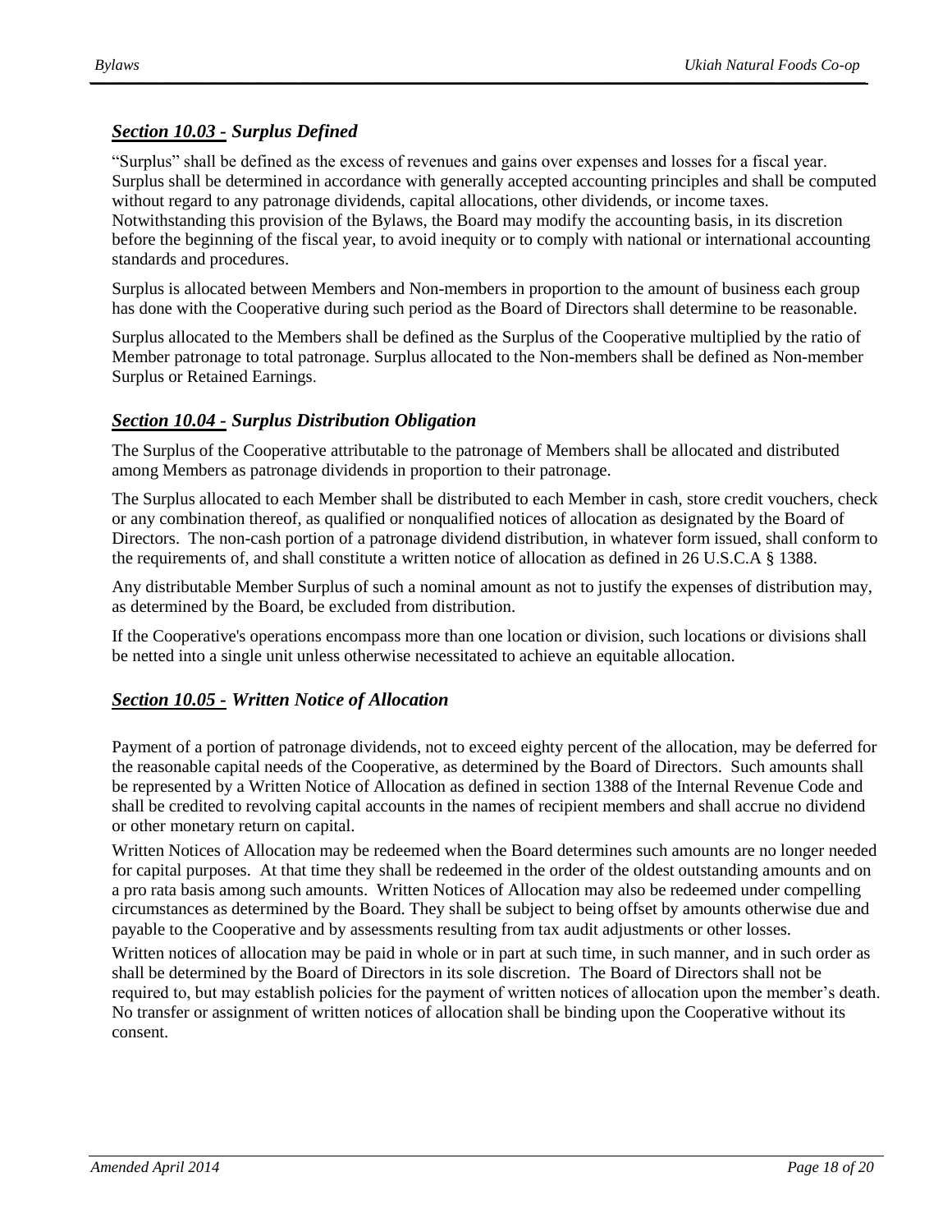## *Section 10.03 - Surplus Defined*

"Surplus" shall be defined as the excess of revenues and gains over expenses and losses for a fiscal year. Surplus shall be determined in accordance with generally accepted accounting principles and shall be computed without regard to any patronage dividends, capital allocations, other dividends, or income taxes. Notwithstanding this provision of the Bylaws, the Board may modify the accounting basis, in its discretion before the beginning of the fiscal year, to avoid inequity or to comply with national or international accounting standards and procedures.

Surplus is allocated between Members and Non-members in proportion to the amount of business each group has done with the Cooperative during such period as the Board of Directors shall determine to be reasonable.

Surplus allocated to the Members shall be defined as the Surplus of the Cooperative multiplied by the ratio of Member patronage to total patronage. Surplus allocated to the Non-members shall be defined as Non-member Surplus or Retained Earnings.

## *Section 10.04 - Surplus Distribution Obligation*

The Surplus of the Cooperative attributable to the patronage of Members shall be allocated and distributed among Members as patronage dividends in proportion to their patronage.

The Surplus allocated to each Member shall be distributed to each Member in cash, store credit vouchers, check or any combination thereof, as qualified or nonqualified notices of allocation as designated by the Board of Directors. The non-cash portion of a patronage dividend distribution, in whatever form issued, shall conform to the requirements of, and shall constitute a written notice of allocation as defined in 26 U.S.C.A § 1388.

Any distributable Member Surplus of such a nominal amount as not to justify the expenses of distribution may, as determined by the Board, be excluded from distribution.

If the Cooperative's operations encompass more than one location or division, such locations or divisions shall be netted into a single unit unless otherwise necessitated to achieve an equitable allocation.

## *Section 10.05 - Written Notice of Allocation*

Payment of a portion of patronage dividends, not to exceed eighty percent of the allocation, may be deferred for the reasonable capital needs of the Cooperative, as determined by the Board of Directors. Such amounts shall be represented by a Written Notice of Allocation as defined in section 1388 of the Internal Revenue Code and shall be credited to revolving capital accounts in the names of recipient members and shall accrue no dividend or other monetary return on capital.

Written Notices of Allocation may be redeemed when the Board determines such amounts are no longer needed for capital purposes. At that time they shall be redeemed in the order of the oldest outstanding amounts and on a pro rata basis among such amounts. Written Notices of Allocation may also be redeemed under compelling circumstances as determined by the Board. They shall be subject to being offset by amounts otherwise due and payable to the Cooperative and by assessments resulting from tax audit adjustments or other losses.

Written notices of allocation may be paid in whole or in part at such time, in such manner, and in such order as shall be determined by the Board of Directors in its sole discretion. The Board of Directors shall not be required to, but may establish policies for the payment of written notices of allocation upon the member's death. No transfer or assignment of written notices of allocation shall be binding upon the Cooperative without its consent.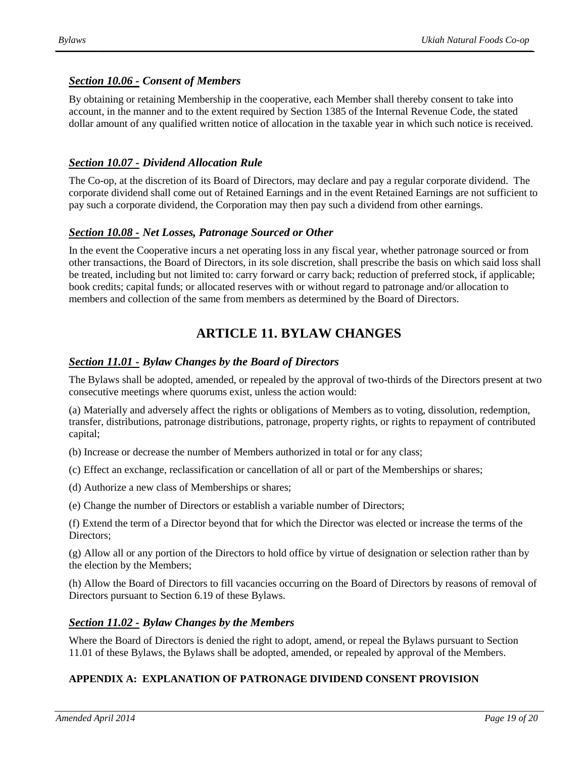### *Section 10.06 - Consent of Members*

By obtaining or retaining Membership in the cooperative, each Member shall thereby consent to take into account, in the manner and to the extent required by Section 1385 of the Internal Revenue Code, the stated dollar amount of any qualified written notice of allocation in the taxable year in which such notice is received.

### *Section 10.07 - Dividend Allocation Rule*

The Co-op, at the discretion of its Board of Directors, may declare and pay a regular corporate dividend. The corporate dividend shall come out of Retained Earnings and in the event Retained Earnings are not sufficient to pay such a corporate dividend, the Corporation may then pay such a dividend from other earnings.

### *Section 10.08 - Net Losses, Patronage Sourced or Other*

In the event the Cooperative incurs a net operating loss in any fiscal year, whether patronage sourced or from other transactions, the Board of Directors, in its sole discretion, shall prescribe the basis on which said loss shall be treated, including but not limited to: carry forward or carry back; reduction of preferred stock, if applicable; book credits; capital funds; or allocated reserves with or without regard to patronage and/or allocation to members and collection of the same from members as determined by the Board of Directors.

## ARTICLE 11. BYLAW CHANGES

### *Section 11.01 - Bylaw Changes by the Board of Directors*

The Bylaws shall be adopted, amended, or repealed by the approval of two-thirds of the Directors present at two consecutive meetings where quorums exist, unless the action would:

(a) Materially and adversely affect the rights or obligations of Members as to voting, dissolution, redemption, transfer, distributions, patronage distributions, patronage, property rights, or rights to repayment of contributed capital;

(b) Increase or decrease the number of Members authorized in total or for any class;

(c) Effect an exchange, reclassification or cancellation of all or part of the Memberships or shares;

(d) Authorize a new class of Memberships or shares;

(e) Change the number of Directors or establish a variable number of Directors;

(f) Extend the term of a Director beyond that for which the Director was elected or increase the terms of the Directors;

(g) Allow all or any portion of the Directors to hold office by virtue of designation or selection rather than by the election by the Members;

(h) Allow the Board of Directors to fill vacancies occurring on the Board of Directors by reasons of removal of Directors pursuant to Section 6.19 of these Bylaws.

### *Section 11.02 - Bylaw Changes by the Members*

Where the Board of Directors is denied the right to adopt, amend, or repeal the Bylaws pursuant to Section 11.01 of these Bylaws, the Bylaws shall be adopted, amended, or repealed by approval of the Members.

**APPENDIX A: EXPLANATION OF PATRONAGE DIVIDEND CONSENT PROVISION**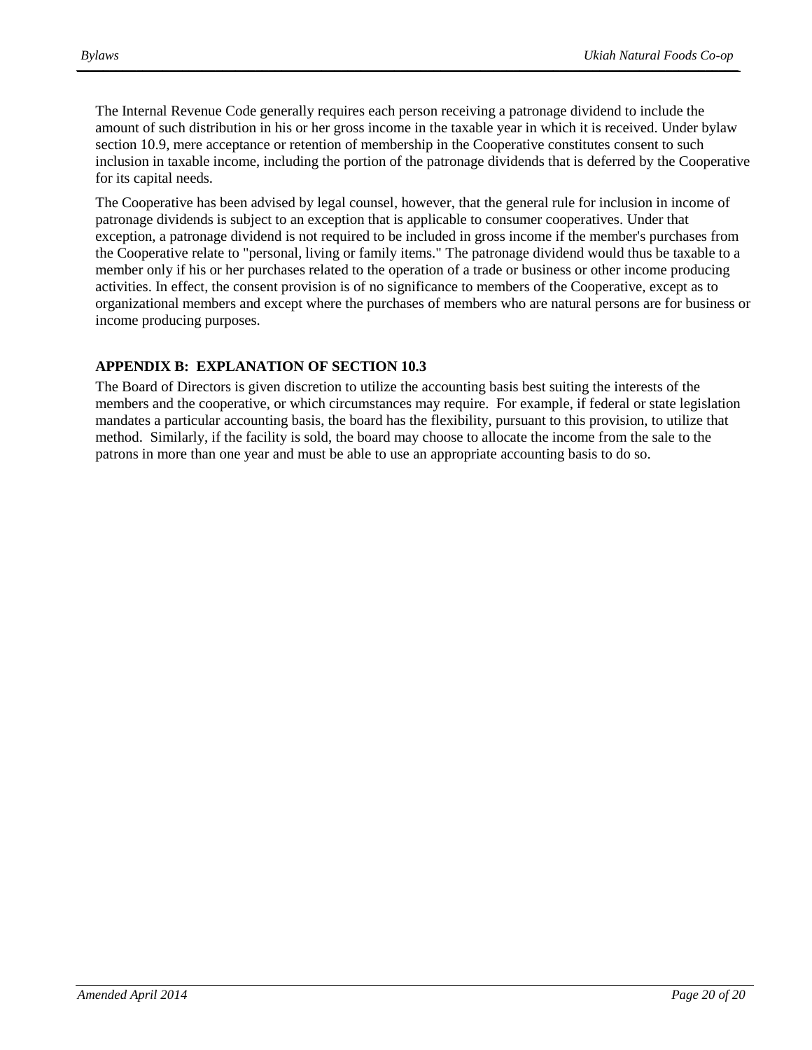The Internal Revenue Code generally requires each person receiving a patronage dividend to include the amount of such distribution in his or her gross income in the taxable year in which it is received. Under bylaw section 10.9, mere acceptance or retention of membership in the Cooperative constitutes consent to such inclusion in taxable income, including the portion of the patronage dividends that is deferred by the Cooperative for its capital needs.

The Cooperative has been advised by legal counsel, however, that the general rule for inclusion in income of patronage dividends is subject to an exception that is applicable to consumer cooperatives. Under that exception, a patronage dividend is not required to be included in gross income if the member's purchases from the Cooperative relate to "personal, living or family items." The patronage dividend would thus be taxable to a member only if his or her purchases related to the operation of a trade or business or other income producing activities. In effect, the consent provision is of no significance to members of the Cooperative, except as to organizational members and except where the purchases of members who are natural persons are for business or income producing purposes.

## APPENDIX B: EXPLANATION OF SECTION 10.3

The Board of Directors is given discretion to utilize the accounting basis best suiting the interests of the members and the cooperative, or which circumstances may require. For example, if federal or state legislation mandates a particular accounting basis, the board has the flexibility, pursuant to this provision, to utilize that method. Similarly, if the facility is sold, the board may choose to allocate the income from the sale to the patrons in more than one year and must be able to use an appropriate accounting basis to do so.